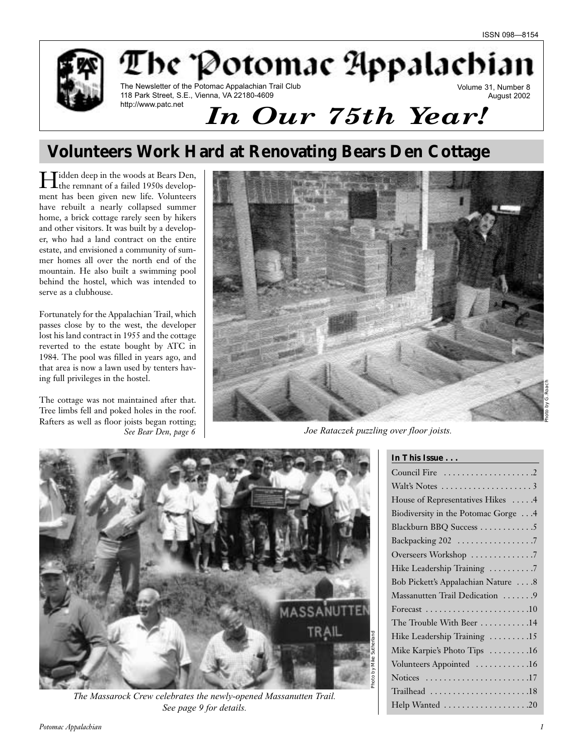ISSN 098—8154

# The Potomac Appalachian

The Newsletter of the Potomac Appalachian Trail Club
118 Park Street, S.E., Vienna, VA 22180-4609
http://www.patc.net

Volume 31, Number 8
August 2002

## *In Our 75th Year!*

## Volunteers Work Hard at Renovating Bears Den Cottage

Hidden deep in the woods at Bears Den, the remnant of a failed 1950s development has been given new life. Volunteers have rebuilt a nearly collapsed summer home, a brick cottage rarely seen by hikers and other visitors. It was built by a developer, who had a land contract on the entire estate, and envisioned a community of summer homes all over the north end of the mountain. He also built a swimming pool behind the hostel, which was intended to serve as a clubhouse.

Fortunately for the Appalachian Trail, which passes close by to the west, the developer lost his land contract in 1955 and the cottage reverted to the estate bought by ATC in 1984. The pool was filled in years ago, and that area is now a lawn used by tenters having full privileges in the hostel.

The cottage was not maintained after that. Tree limbs fell and poked holes in the roof. Rafters as well as floor joists began rotting;

*See Bear Den, page 6*

Photo by G. Roach

*Joe Rataczek puzzling over floor joists.*

Photo by Mike Sutherland

*The Massarock Crew celebrates the newly-opened Massanutten Trail. See page 9 for details.*

**In This Issue . . .**

| | |
|---|---|
| Council Fire | 2 |
| Walt's Notes | 3 |
| House of Representatives Hikes | 4 |
| Biodiversity in the Potomac Gorge | 4 |
| Blackburn BBQ Success | 5 |
| Backpacking 202 | 7 |
| Overseers Workshop | 7 |
| Hike Leadership Training | 7 |
| Bob Pickett's Appalachian Nature | 8 |
| Massanutten Trail Dedication | 9 |
| Forecast | 10 |
| The Trouble With Beer | 14 |
| Hike Leadership Training | 15 |
| Mike Karpie's Photo Tips | 16 |
| Volunteers Appointed | 16 |
| Notices | 17 |
| Trailhead | 18 |
| Help Wanted | 20 |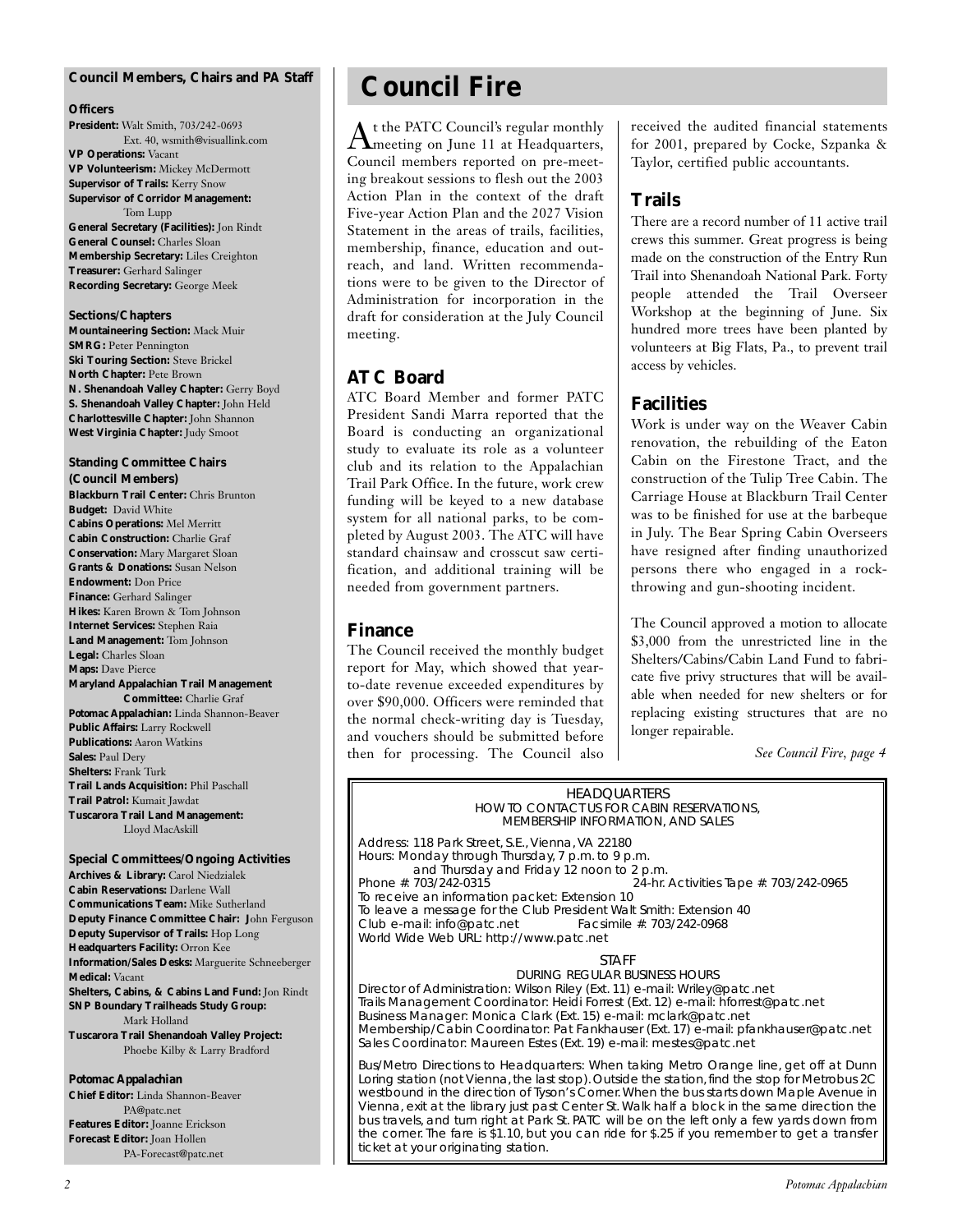## Council Members, Chairs and PA Staff

### Officers

**President:** Walt Smith, 703/242-0693 Ext. 40, wsmith@visuallink.com
**VP Operations:** Vacant
**VP Volunteerism:** Mickey McDermott
**Supervisor of Trails:** Kerry Snow
**Supervisor of Corridor Management:** Tom Lupp
**General Secretary (Facilities):** Jon Rindt
**General Counsel:** Charles Sloan
**Membership Secretary:** Liles Creighton
**Treasurer:** Gerhard Salinger
**Recording Secretary:** George Meek

### Sections/Chapters

**Mountaineering Section:** Mack Muir
**SMRG:** Peter Pennington
**Ski Touring Section:** Steve Brickel
**North Chapter:** Pete Brown
**N. Shenandoah Valley Chapter:** Gerry Boyd
**S. Shenandoah Valley Chapter:** John Held
**Charlottesville Chapter:** John Shannon
**West Virginia Chapter:** Judy Smoot

### Standing Committee Chairs (Council Members)

**Blackburn Trail Center:** Chris Brunton
**Budget:** David White
**Cabins Operations:** Mel Merritt
**Cabin Construction:** Charlie Graf
**Conservation:** Mary Margaret Sloan
**Grants & Donations:** Susan Nelson
**Endowment:** Don Price
**Finance:** Gerhard Salinger
**Hikes:** Karen Brown & Tom Johnson
**Internet Services:** Stephen Raia
**Land Management:** Tom Johnson
**Legal:** Charles Sloan
**Maps:** Dave Pierce
**Maryland Appalachian Trail Management Committee:** Charlie Graf
**Potomac Appalachian:** Linda Shannon-Beaver
**Public Affairs:** Larry Rockwell
**Publications:** Aaron Watkins
**Sales:** Paul Dery
**Shelters:** Frank Turk
**Trail Lands Acquisition:** Phil Paschall
**Trail Patrol:** Kumait Jawdat
**Tuscarora Trail Land Management:** Lloyd MacAskill

### Special Committees/Ongoing Activities

**Archives & Library:** Carol Niedzialek
**Cabin Reservations:** Darlene Wall
**Communications Team:** Mike Sutherland
**Deputy Finance Committee Chair:** John Ferguson
**Deputy Supervisor of Trails:** Hop Long
**Headquarters Facility:** Orron Kee
**Information/Sales Desks:** Marguerite Schneeberger
**Medical:** Vacant
**Shelters, Cabins, & Cabins Land Fund:** Jon Rindt
**SNP Boundary Trailheads Study Group:** Mark Holland
**Tuscarora Trail Shenandoah Valley Project:** Phoebe Kilby & Larry Bradford

### Potomac Appalachian

**Chief Editor:** Linda Shannon-Beaver PA@patc.net
**Features Editor:** Joanne Erickson
**Forecast Editor:** Joan Hollen PA-Forecast@patc.net

# Council Fire

At the PATC Council's regular monthly meeting on June 11 at Headquarters, Council members reported on pre-meeting breakout sessions to flesh out the 2003 Action Plan in the context of the draft Five-year Action Plan and the 2027 Vision Statement in the areas of trails, facilities, membership, finance, education and outreach, and land. Written recommendations were to be given to the Director of Administration for incorporation in the draft for consideration at the July Council meeting.

## ATC Board

ATC Board Member and former PATC President Sandi Marra reported that the Board is conducting an organizational study to evaluate its role as a volunteer club and its relation to the Appalachian Trail Park Office. In the future, work crew funding will be keyed to a new database system for all national parks, to be completed by August 2003. The ATC will have standard chainsaw and crosscut saw certification, and additional training will be needed from government partners.

## Finance

The Council received the monthly budget report for May, which showed that year-to-date revenue exceeded expenditures by over $90,000. Officers were reminded that the normal check-writing day is Tuesday, and vouchers should be submitted before then for processing. The Council also received the audited financial statements for 2001, prepared by Cocke, Szpanka & Taylor, certified public accountants.

## Trails

There are a record number of 11 active trail crews this summer. Great progress is being made on the construction of the Entry Run Trail into Shenandoah National Park. Forty people attended the Trail Overseer Workshop at the beginning of June. Six hundred more trees have been planted by volunteers at Big Flats, Pa., to prevent trail access by vehicles.

## Facilities

Work is under way on the Weaver Cabin renovation, the rebuilding of the Eaton Cabin on the Firestone Tract, and the construction of the Tulip Tree Cabin. The Carriage House at Blackburn Trail Center was to be finished for use at the barbeque in July. The Bear Spring Cabin Overseers have resigned after finding unauthorized persons there who engaged in a rock-throwing and gun-shooting incident.

The Council approved a motion to allocate $3,000 from the unrestricted line in the Shelters/Cabins/Cabin Land Fund to fabricate five privy structures that will be available when needed for new shelters or for replacing existing structures that are no longer repairable.

*See Council Fire, page 4*

---

HEADQUARTERS
HOW TO CONTACT US FOR CABIN RESERVATIONS, MEMBERSHIP INFORMATION, AND SALES

Address: 118 Park Street, S.E., Vienna, VA 22180
Hours: Monday through Thursday, 7 p.m. to 9 p.m. and Thursday and Friday 12 noon to 2 p.m.
Phone #: 703/242-0315    24-hr. Activities Tape #: 703/242-0965
To receive an information packet: Extension 10
To leave a message for the Club President Walt Smith: Extension 40
Club e-mail: info@patc.net    Facsimile #: 703/242-0968
World Wide Web URL: http://www.patc.net

STAFF
DURING REGULAR BUSINESS HOURS

Director of Administration: Wilson Riley (Ext. 11) e-mail: Wriley@patc.net
Trails Management Coordinator: Heidi Forrest (Ext. 12) e-mail: hforrest@patc.net
Business Manager: Monica Clark (Ext. 15) e-mail: mclark@patc.net
Membership/Cabin Coordinator: Pat Fankhauser (Ext. 17) e-mail: pfankhauser@patc.net
Sales Coordinator: Maureen Estes (Ext. 19) e-mail: mestes@patc.net

Bus/Metro Directions to Headquarters: When taking Metro Orange line, get off at Dunn Loring station (not Vienna, the last stop). Outside the station, find the stop for Metrobus 2C westbound in the direction of Tyson's Corner. When the bus starts down Maple Avenue in Vienna, exit at the library just past Center St. Walk half a block in the same direction the bus travels, and turn right at Park St. PATC will be on the left only a few yards down from the corner. The fare is $1.10, but you can ride for $.25 if you remember to get a transfer ticket at your originating station.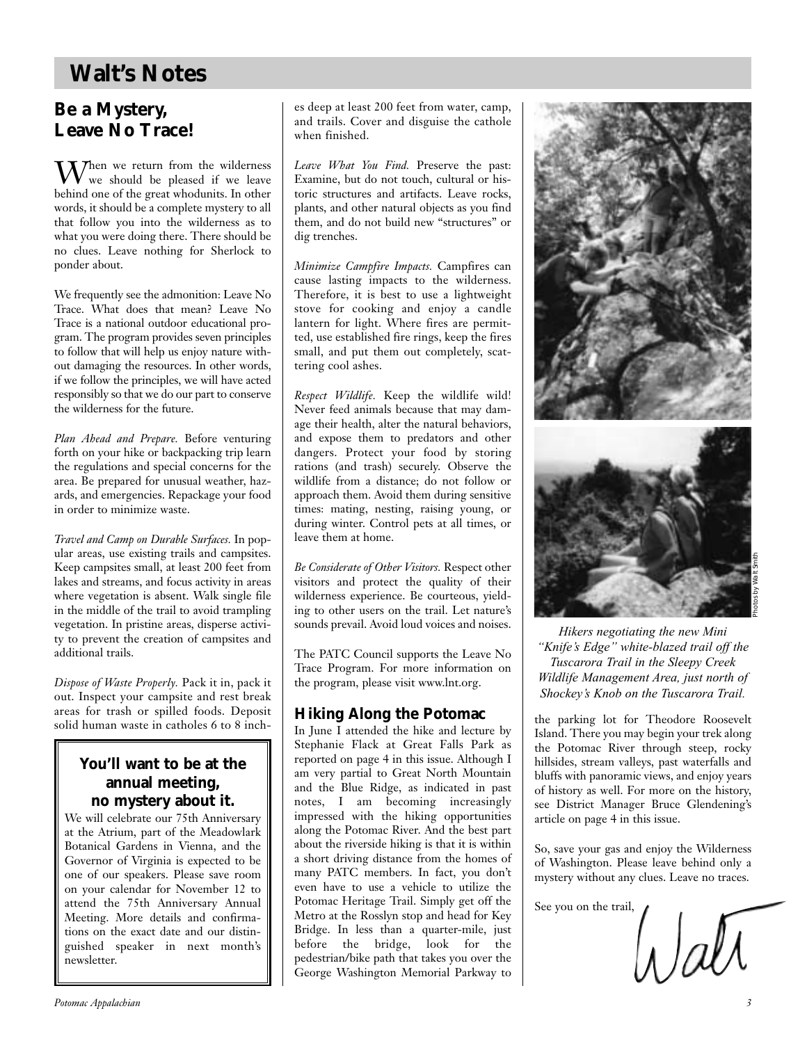# Walt's Notes

## Be a Mystery, Leave No Trace!

When we return from the wilderness we should be pleased if we leave behind one of the great whodunits. In other words, it should be a complete mystery to all that follow you into the wilderness as to what you were doing there. There should be no clues. Leave nothing for Sherlock to ponder about.

We frequently see the admonition: Leave No Trace. What does that mean? Leave No Trace is a national outdoor educational program. The program provides seven principles to follow that will help us enjoy nature without damaging the resources. In other words, if we follow the principles, we will have acted responsibly so that we do our part to conserve the wilderness for the future.

*Plan Ahead and Prepare.* Before venturing forth on your hike or backpacking trip learn the regulations and special concerns for the area. Be prepared for unusual weather, hazards, and emergencies. Repackage your food in order to minimize waste.

*Travel and Camp on Durable Surfaces.* In popular areas, use existing trails and campsites. Keep campsites small, at least 200 feet from lakes and streams, and focus activity in areas where vegetation is absent. Walk single file in the middle of the trail to avoid trampling vegetation. In pristine areas, disperse activity to prevent the creation of campsites and additional trails.

*Dispose of Waste Properly.* Pack it in, pack it out. Inspect your campsite and rest break areas for trash or spilled foods. Deposit solid human waste in catholes 6 to 8 inches deep at least 200 feet from water, camp, and trails. Cover and disguise the cathole when finished.

*Leave What You Find.* Preserve the past: Examine, but do not touch, cultural or historic structures and artifacts. Leave rocks, plants, and other natural objects as you find them, and do not build new "structures" or dig trenches.

*Minimize Campfire Impacts.* Campfires can cause lasting impacts to the wilderness. Therefore, it is best to use a lightweight stove for cooking and enjoy a candle lantern for light. Where fires are permitted, use established fire rings, keep the fires small, and put them out completely, scattering cool ashes.

*Respect Wildlife.* Keep the wildlife wild! Never feed animals because that may damage their health, alter the natural behaviors, and expose them to predators and other dangers. Protect your food by storing rations (and trash) securely. Observe the wildlife from a distance; do not follow or approach them. Avoid them during sensitive times: mating, nesting, raising young, or during winter. Control pets at all times, or leave them at home.

*Be Considerate of Other Visitors.* Respect other visitors and protect the quality of their wilderness experience. Be courteous, yielding to other users on the trail. Let nature's sounds prevail. Avoid loud voices and noises.

The PATC Council supports the Leave No Trace Program. For more information on the program, please visit www.lnt.org.

### You'll want to be at the annual meeting, no mystery about it.

We will celebrate our 75th Anniversary at the Atrium, part of the Meadowlark Botanical Gardens in Vienna, and the Governor of Virginia is expected to be one of our speakers. Please save room on your calendar for November 12 to attend the 75th Anniversary Annual Meeting. More details and confirmations on the exact date and our distinguished speaker in next month's newsletter.

## Hiking Along the Potomac

In June I attended the hike and lecture by Stephanie Flack at Great Falls Park as reported on page 4 in this issue. Although I am very partial to Great North Mountain and the Blue Ridge, as indicated in past notes, I am becoming increasingly impressed with the hiking opportunities along the Potomac River. And the best part about the riverside hiking is that it is within a short driving distance from the homes of many PATC members. In fact, you don't even have to use a vehicle to utilize the Potomac Heritage Trail. Simply get off the Metro at the Rosslyn stop and head for Key Bridge. In less than a quarter-mile, just before the bridge, look for the pedestrian/bike path that takes you over the George Washington Memorial Parkway to the parking lot for Theodore Roosevelt Island. There you may begin your trek along the Potomac River through steep, rocky hillsides, stream valleys, past waterfalls and bluffs with panoramic views, and enjoy years of history as well. For more on the history, see District Manager Bruce Glendening's article on page 4 in this issue.

So, save your gas and enjoy the Wilderness of Washington. Please leave behind only a mystery without any clues. Leave no traces.

See you on the trail,

Walt

Photos by Walt Smith

*Hikers negotiating the new Mini "Knife's Edge" white-blazed trail off the Tuscarora Trail in the Sleepy Creek Wildlife Management Area, just north of Shockey's Knob on the Tuscarora Trail.*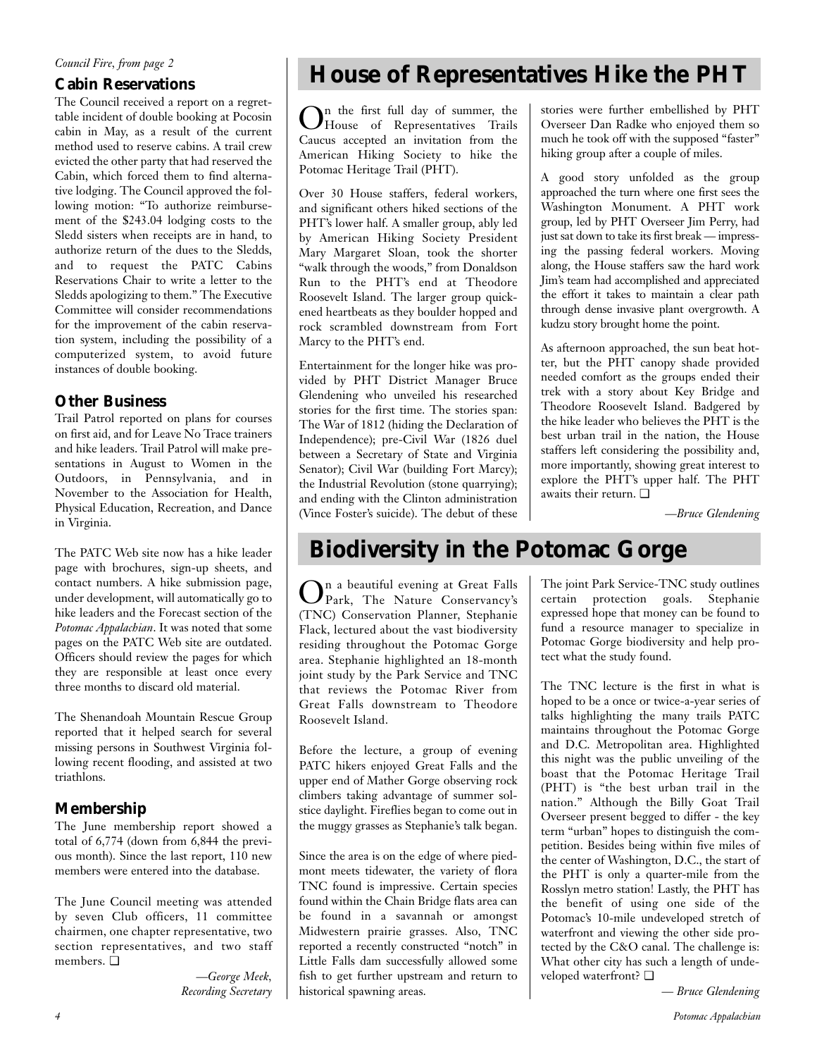*Council Fire, from page 2*

### Cabin Reservations

The Council received a report on a regrettable incident of double booking at Pocosin cabin in May, as a result of the current method used to reserve cabins. A trail crew evicted the other party that had reserved the Cabin, which forced them to find alternative lodging. The Council approved the following motion: "To authorize reimbursement of the $243.04 lodging costs to the Sledd sisters when receipts are in hand, to authorize return of the dues to the Sledds, and to request the PATC Cabins Reservations Chair to write a letter to the Sledds apologizing to them." The Executive Committee will consider recommendations for the improvement of the cabin reservation system, including the possibility of a computerized system, to avoid future instances of double booking.

### Other Business

Trail Patrol reported on plans for courses on first aid, and for Leave No Trace trainers and hike leaders. Trail Patrol will make presentations in August to Women in the Outdoors, in Pennsylvania, and in November to the Association for Health, Physical Education, Recreation, and Dance in Virginia.

The PATC Web site now has a hike leader page with brochures, sign-up sheets, and contact numbers. A hike submission page, under development, will automatically go to hike leaders and the Forecast section of the *Potomac Appalachian*. It was noted that some pages on the PATC Web site are outdated. Officers should review the pages for which they are responsible at least once every three months to discard old material.

The Shenandoah Mountain Rescue Group reported that it helped search for several missing persons in Southwest Virginia following recent flooding, and assisted at two triathlons.

### Membership

The June membership report showed a total of 6,774 (down from 6,844 the previous month). Since the last report, 110 new members were entered into the database.

The June Council meeting was attended by seven Club officers, 11 committee chairmen, one chapter representative, two section representatives, and two staff members. ❑

*—George Meek, Recording Secretary*

## House of Representatives Hike the PHT

On the first full day of summer, the House of Representatives Trails Caucus accepted an invitation from the American Hiking Society to hike the Potomac Heritage Trail (PHT).

Over 30 House staffers, federal workers, and significant others hiked sections of the PHT's lower half. A smaller group, ably led by American Hiking Society President Mary Margaret Sloan, took the shorter "walk through the woods," from Donaldson Run to the PHT's end at Theodore Roosevelt Island. The larger group quickened heartbeats as they boulder hopped and rock scrambled downstream from Fort Marcy to the PHT's end.

Entertainment for the longer hike was provided by PHT District Manager Bruce Glendening who unveiled his researched stories for the first time. The stories span: The War of 1812 (hiding the Declaration of Independence); pre-Civil War (1826 duel between a Secretary of State and Virginia Senator); Civil War (building Fort Marcy); the Industrial Revolution (stone quarrying); and ending with the Clinton administration (Vince Foster's suicide). The debut of these stories were further embellished by PHT Overseer Dan Radke who enjoyed them so much he took off with the supposed "faster" hiking group after a couple of miles.

A good story unfolded as the group approached the turn where one first sees the Washington Monument. A PHT work group, led by PHT Overseer Jim Perry, had just sat down to take its first break — impressing the passing federal workers. Moving along, the House staffers saw the hard work Jim's team had accomplished and appreciated the effort it takes to maintain a clear path through dense invasive plant overgrowth. A kudzu story brought home the point.

As afternoon approached, the sun beat hotter, but the PHT canopy shade provided needed comfort as the groups ended their trek with a story about Key Bridge and Theodore Roosevelt Island. Badgered by the hike leader who believes the PHT is the best urban trail in the nation, the House staffers left considering the possibility and, more importantly, showing great interest to explore the PHT's upper half. The PHT awaits their return. ❑

*—Bruce Glendening*

## Biodiversity in the Potomac Gorge

On a beautiful evening at Great Falls Park, The Nature Conservancy's (TNC) Conservation Planner, Stephanie Flack, lectured about the vast biodiversity residing throughout the Potomac Gorge area. Stephanie highlighted an 18-month joint study by the Park Service and TNC that reviews the Potomac River from Great Falls downstream to Theodore Roosevelt Island.

Before the lecture, a group of evening PATC hikers enjoyed Great Falls and the upper end of Mather Gorge observing rock climbers taking advantage of summer solstice daylight. Fireflies began to come out in the muggy grasses as Stephanie's talk began.

Since the area is on the edge of where piedmont meets tidewater, the variety of flora TNC found is impressive. Certain species found within the Chain Bridge flats area can be found in a savannah or amongst Midwestern prairie grasses. Also, TNC reported a recently constructed "notch" in Little Falls dam successfully allowed some fish to get further upstream and return to historical spawning areas.

The joint Park Service-TNC study outlines certain protection goals. Stephanie expressed hope that money can be found to fund a resource manager to specialize in Potomac Gorge biodiversity and help protect what the study found.

The TNC lecture is the first in what is hoped to be a once or twice-a-year series of talks highlighting the many trails PATC maintains throughout the Potomac Gorge and D.C. Metropolitan area. Highlighted this night was the public unveiling of the boast that the Potomac Heritage Trail (PHT) is "the best urban trail in the nation." Although the Billy Goat Trail Overseer present begged to differ - the key term "urban" hopes to distinguish the competition. Besides being within five miles of the center of Washington, D.C., the start of the PHT is only a quarter-mile from the Rosslyn metro station! Lastly, the PHT has the benefit of using one side of the Potomac's 10-mile undeveloped stretch of waterfront and viewing the other side protected by the C&O canal. The challenge is: What other city has such a length of undeveloped waterfront? ❑

*— Bruce Glendening*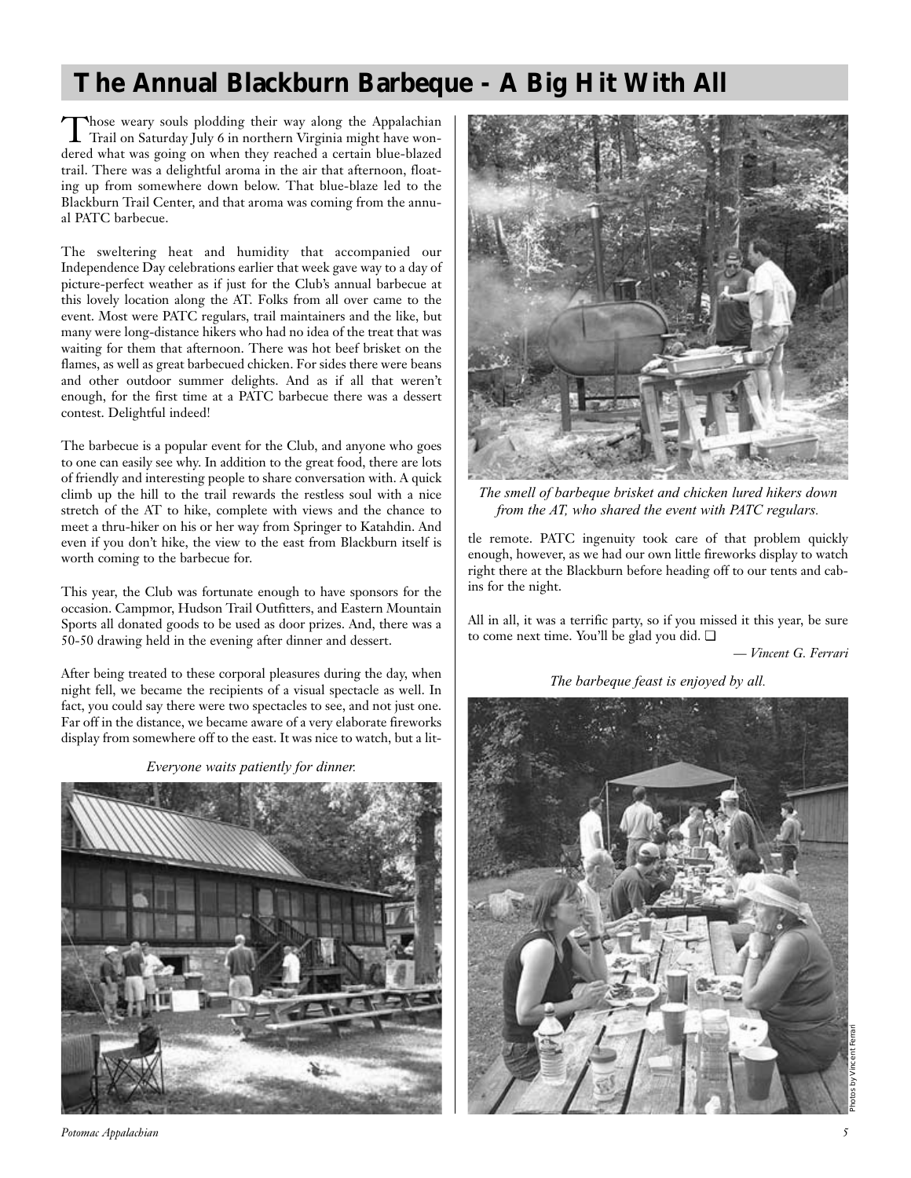# The Annual Blackburn Barbeque - A Big Hit With All

Those weary souls plodding their way along the Appalachian Trail on Saturday July 6 in northern Virginia might have wondered what was going on when they reached a certain blue-blazed trail. There was a delightful aroma in the air that afternoon, floating up from somewhere down below. That blue-blaze led to the Blackburn Trail Center, and that aroma was coming from the annual PATC barbecue.

The sweltering heat and humidity that accompanied our Independence Day celebrations earlier that week gave way to a day of picture-perfect weather as if just for the Club's annual barbecue at this lovely location along the AT. Folks from all over came to the event. Most were PATC regulars, trail maintainers and the like, but many were long-distance hikers who had no idea of the treat that was waiting for them that afternoon. There was hot beef brisket on the flames, as well as great barbecued chicken. For sides there were beans and other outdoor summer delights. And as if all that weren't enough, for the first time at a PATC barbecue there was a dessert contest. Delightful indeed!

The barbecue is a popular event for the Club, and anyone who goes to one can easily see why. In addition to the great food, there are lots of friendly and interesting people to share conversation with. A quick climb up the hill to the trail rewards the restless soul with a nice stretch of the AT to hike, complete with views and the chance to meet a thru-hiker on his or her way from Springer to Katahdin. And even if you don't hike, the view to the east from Blackburn itself is worth coming to the barbecue for.

This year, the Club was fortunate enough to have sponsors for the occasion. Campmor, Hudson Trail Outfitters, and Eastern Mountain Sports all donated goods to be used as door prizes. And, there was a 50-50 drawing held in the evening after dinner and dessert.

After being treated to these corporal pleasures during the day, when night fell, we became the recipients of a visual spectacle as well. In fact, you could say there were two spectacles to see, and not just one. Far off in the distance, we became aware of a very elaborate fireworks display from somewhere off to the east. It was nice to watch, but a little remote. PATC ingenuity took care of that problem quickly enough, however, as we had our own little fireworks display to watch right there at the Blackburn before heading off to our tents and cabins for the night.

*Everyone waits patiently for dinner.*

*The smell of barbeque brisket and chicken lured hikers down from the AT, who shared the event with PATC regulars.*

All in all, it was a terrific party, so if you missed it this year, be sure to come next time. You'll be glad you did. ❑

*— Vincent G. Ferrari*

*The barbeque feast is enjoyed by all.*

Photos by Vincent Ferrari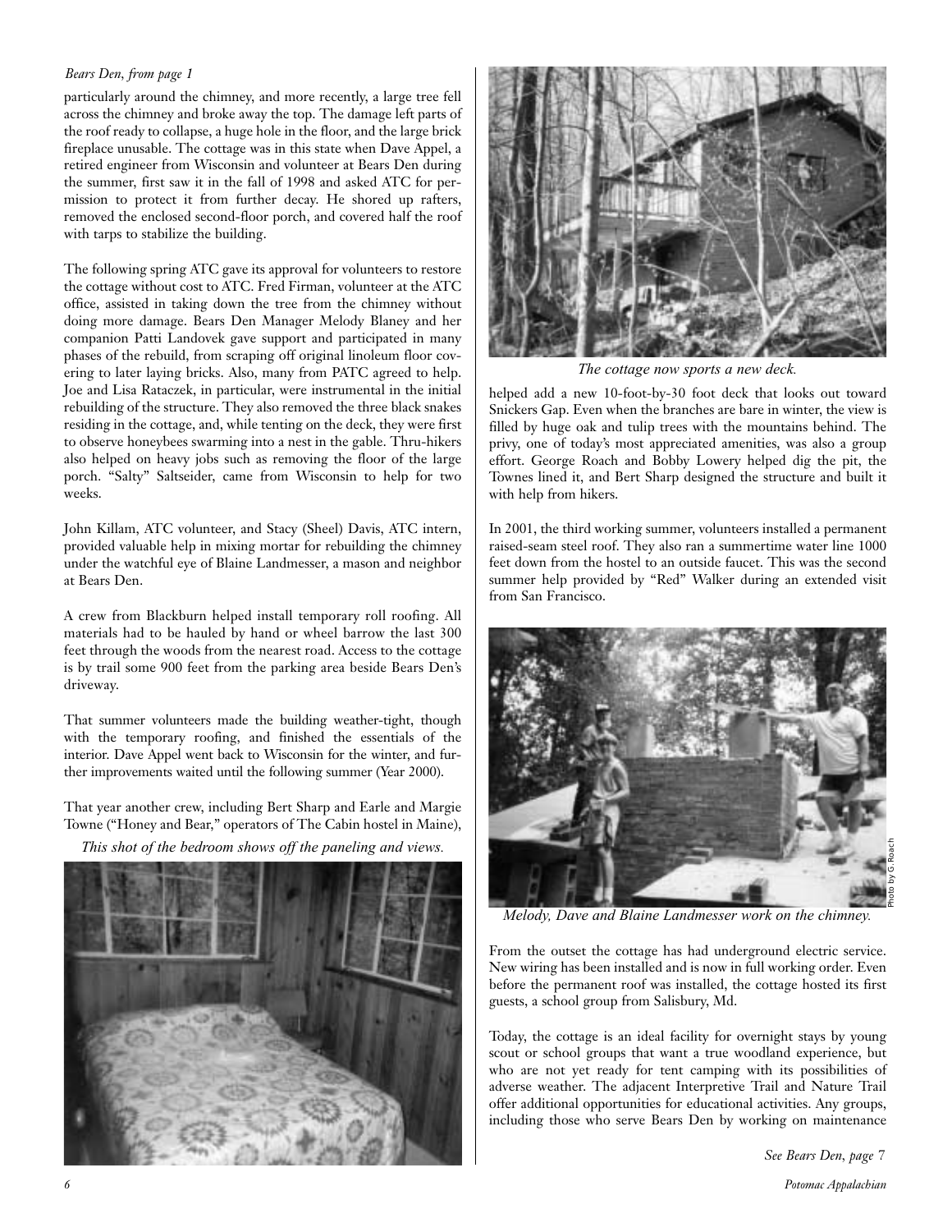*Bears Den, from page 1*

particularly around the chimney, and more recently, a large tree fell across the chimney and broke away the top. The damage left parts of the roof ready to collapse, a huge hole in the floor, and the large brick fireplace unusable. The cottage was in this state when Dave Appel, a retired engineer from Wisconsin and volunteer at Bears Den during the summer, first saw it in the fall of 1998 and asked ATC for permission to protect it from further decay. He shored up rafters, removed the enclosed second-floor porch, and covered half the roof with tarps to stabilize the building.

The following spring ATC gave its approval for volunteers to restore the cottage without cost to ATC. Fred Firman, volunteer at the ATC office, assisted in taking down the tree from the chimney without doing more damage. Bears Den Manager Melody Blaney and her companion Patti Landovek gave support and participated in many phases of the rebuild, from scraping off original linoleum floor covering to later laying bricks. Also, many from PATC agreed to help. Joe and Lisa Rataczek, in particular, were instrumental in the initial rebuilding of the structure. They also removed the three black snakes residing in the cottage, and, while tenting on the deck, they were first to observe honeybees swarming into a nest in the gable. Thru-hikers also helped on heavy jobs such as removing the floor of the large porch. "Salty" Saltseider, came from Wisconsin to help for two weeks.

John Killam, ATC volunteer, and Stacy (Sheel) Davis, ATC intern, provided valuable help in mixing mortar for rebuilding the chimney under the watchful eye of Blaine Landmesser, a mason and neighbor at Bears Den.

A crew from Blackburn helped install temporary roll roofing. All materials had to be hauled by hand or wheel barrow the last 300 feet through the woods from the nearest road. Access to the cottage is by trail some 900 feet from the parking area beside Bears Den's driveway.

That summer volunteers made the building weather-tight, though with the temporary roofing, and finished the essentials of the interior. Dave Appel went back to Wisconsin for the winter, and further improvements waited until the following summer (Year 2000).

That year another crew, including Bert Sharp and Earle and Margie Towne ("Honey and Bear," operators of The Cabin hostel in Maine), helped add a new 10-foot-by-30 foot deck that looks out toward Snickers Gap. Even when the branches are bare in winter, the view is filled by huge oak and tulip trees with the mountains behind. The privy, one of today's most appreciated amenities, was also a group effort. George Roach and Bobby Lowery helped dig the pit, the Townes lined it, and Bert Sharp designed the structure and built it with help from hikers.

*This shot of the bedroom shows off the paneling and views.*

*The cottage now sports a new deck.*

In 2001, the third working summer, volunteers installed a permanent raised-seam steel roof. They also ran a summertime water line 1000 feet down from the hostel to an outside faucet. This was the second summer help provided by "Red" Walker during an extended visit from San Francisco.

*Melody, Dave and Blaine Landmesser work on the chimney.*

Photo by G. Roach

From the outset the cottage has had underground electric service. New wiring has been installed and is now in full working order. Even before the permanent roof was installed, the cottage hosted its first guests, a school group from Salisbury, Md.

Today, the cottage is an ideal facility for overnight stays by young scout or school groups that want a true woodland experience, but who are not yet ready for tent camping with its possibilities of adverse weather. The adjacent Interpretive Trail and Nature Trail offer additional opportunities for educational activities. Any groups, including those who serve Bears Den by working on maintenance

*See Bears Den, page 7*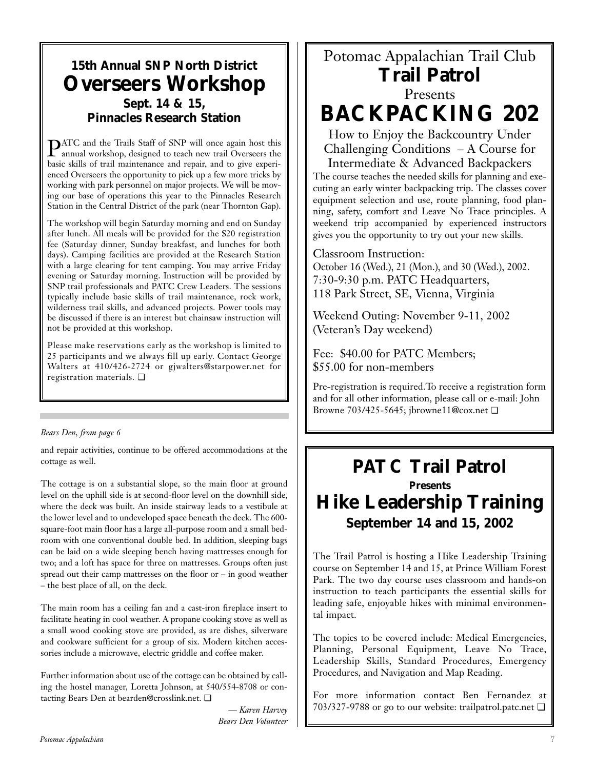## 15th Annual SNP North District

# Overseers Workshop

### Sept. 14 & 15, Pinnacles Research Station

PATC and the Trails Staff of SNP will once again host this annual workshop, designed to teach new trail Overseers the basic skills of trail maintenance and repair, and to give experienced Overseers the opportunity to pick up a few more tricks by working with park personnel on major projects. We will be moving our base of operations this year to the Pinnacles Research Station in the Central District of the park (near Thornton Gap).

The workshop will begin Saturday morning and end on Sunday after lunch. All meals will be provided for the $20 registration fee (Saturday dinner, Sunday breakfast, and lunches for both days). Camping facilities are provided at the Research Station with a large clearing for tent camping. You may arrive Friday evening or Saturday morning. Instruction will be provided by SNP trail professionals and PATC Crew Leaders. The sessions typically include basic skills of trail maintenance, rock work, wilderness trail skills, and advanced projects. Power tools may be discussed if there is an interest but chainsaw instruction will not be provided at this workshop.

Please make reservations early as the workshop is limited to 25 participants and we always fill up early. Contact George Walters at 410/426-2724 or gjwalters@starpower.net for registration materials. ❑

---

*Bears Den, from page 6*

and repair activities, continue to be offered accommodations at the cottage as well.

The cottage is on a substantial slope, so the main floor at ground level on the uphill side is at second-floor level on the downhill side, where the deck was built. An inside stairway leads to a vestibule at the lower level and to undeveloped space beneath the deck. The 600-square-foot main floor has a large all-purpose room and a small bedroom with one conventional double bed. In addition, sleeping bags can be laid on a wide sleeping bench having mattresses enough for two; and a loft has space for three on mattresses. Groups often just spread out their camp mattresses on the floor or – in good weather – the best place of all, on the deck.

The main room has a ceiling fan and a cast-iron fireplace insert to facilitate heating in cool weather. A propane cooking stove as well as a small wood cooking stove are provided, as are dishes, silverware and cookware sufficient for a group of six. Modern kitchen accessories include a microwave, electric griddle and coffee maker.

Further information about use of the cottage can be obtained by calling the hostel manager, Loretta Johnson, at 540/554-8708 or contacting Bears Den at bearden@crosslink.net. ❑

*— Karen Harvey*
*Bears Den Volunteer*

---

Potomac Appalachian Trail Club

## Trail Patrol

Presents

# BACKPACKING 202

### How to Enjoy the Backcountry Under Challenging Conditions – A Course for Intermediate & Advanced Backpackers

The course teaches the needed skills for planning and executing an early winter backpacking trip. The classes cover equipment selection and use, route planning, food planning, safety, comfort and Leave No Trace principles. A weekend trip accompanied by experienced instructors gives you the opportunity to try out your new skills.

Classroom Instruction:
October 16 (Wed.), 21 (Mon.), and 30 (Wed.), 2002.
7:30-9:30 p.m. PATC Headquarters,
118 Park Street, SE, Vienna, Virginia

Weekend Outing: November 9-11, 2002
(Veteran's Day weekend)

Fee: $40.00 for PATC Members;
$55.00 for non-members

Pre-registration is required. To receive a registration form and for all other information, please call or e-mail: John Browne 703/425-5645; jbrowne11@cox.net ❑

---

## PATC Trail Patrol

**Presents**

# Hike Leadership Training

### September 14 and 15, 2002

The Trail Patrol is hosting a Hike Leadership Training course on September 14 and 15, at Prince William Forest Park. The two day course uses classroom and hands-on instruction to teach participants the essential skills for leading safe, enjoyable hikes with minimal environmental impact.

The topics to be covered include: Medical Emergencies, Planning, Personal Equipment, Leave No Trace, Leadership Skills, Standard Procedures, Emergency Procedures, and Navigation and Map Reading.

For more information contact Ben Fernandez at 703/327-9788 or go to our website: trailpatrol.patc.net ❑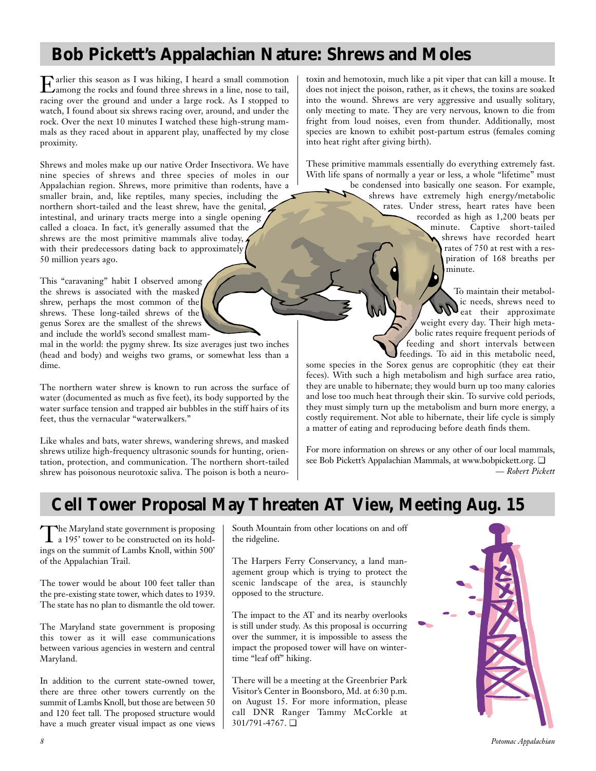## Bob Pickett's Appalachian Nature: Shrews and Moles

Earlier this season as I was hiking, I heard a small commotion among the rocks and found three shrews in a line, nose to tail, racing over the ground and under a large rock. As I stopped to watch, I found about six shrews racing over, around, and under the rock. Over the next 10 minutes I watched these high-strung mammals as they raced about in apparent play, unaffected by my close proximity.

Shrews and moles make up our native Order Insectivora. We have nine species of shrews and three species of moles in our Appalachian region. Shrews, more primitive than rodents, have a smaller brain, and, like reptiles, many species, including the northern short-tailed and the least shrew, have the genital, intestinal, and urinary tracts merge into a single opening called a cloaca. In fact, it's generally assumed that the shrews are the most primitive mammals alive today, with their predecessors dating back to approximately 50 million years ago.

This "caravaning" habit I observed among the shrews is associated with the masked shrew, perhaps the most common of the shrews. These long-tailed shrews of the genus Sorex are the smallest of the shrews and include the world's second smallest mammal in the world: the pygmy shrew. Its size averages just two inches (head and body) and weighs two grams, or somewhat less than a dime.

The northern water shrew is known to run across the surface of water (documented as much as five feet), its body supported by the water surface tension and trapped air bubbles in the stiff hairs of its feet, thus the vernacular "waterwalkers."

Like whales and bats, water shrews, wandering shrews, and masked shrews utilize high-frequency ultrasonic sounds for hunting, orientation, protection, and communication. The northern short-tailed shrew has poisonous neurotoxic saliva. The poison is both a neurotoxin and hemotoxin, much like a pit viper that can kill a mouse. It does not inject the poison, rather, as it chews, the toxins are soaked into the wound. Shrews are very aggressive and usually solitary, only meeting to mate. They are very nervous, known to die from fright from loud noises, even from thunder. Additionally, most species are known to exhibit post-partum estrus (females coming into heat right after giving birth).

These primitive mammals essentially do everything extremely fast. With life spans of normally a year or less, a whole "lifetime" must be condensed into basically one season. For example, shrews have extremely high energy/metabolic rates. Under stress, heart rates have been recorded as high as 1,200 beats per minute. Captive short-tailed shrews have recorded heart rates of 750 at rest with a respiration of 168 breaths per minute.

To maintain their metabolic needs, shrews need to eat their approximate weight every day. Their high metabolic rates require frequent periods of feeding and short intervals between feedings. To aid in this metabolic need, some species in the Sorex genus are coprophitic (they eat their feces). With such a high metabolism and high surface area ratio, they are unable to hibernate; they would burn up too many calories and lose too much heat through their skin. To survive cold periods, they must simply turn up the metabolism and burn more energy, a costly requirement. Not able to hibernate, their life cycle is simply a matter of eating and reproducing before death finds them.

For more information on shrews or any other of our local mammals, see Bob Pickett's Appalachian Mammals, at www.bobpickett.org. ❑

*— Robert Pickett*

## Cell Tower Proposal May Threaten AT View, Meeting Aug. 15

The Maryland state government is proposing a 195' tower to be constructed on its holdings on the summit of Lambs Knoll, within 500' of the Appalachian Trail.

The tower would be about 100 feet taller than the pre-existing state tower, which dates to 1939. The state has no plan to dismantle the old tower.

The Maryland state government is proposing this tower as it will ease communications between various agencies in western and central Maryland.

In addition to the current state-owned tower, there are three other towers currently on the summit of Lambs Knoll, but those are between 50 and 120 feet tall. The proposed structure would have a much greater visual impact as one views South Mountain from other locations on and off the ridgeline.

The Harpers Ferry Conservancy, a land management group which is trying to protect the scenic landscape of the area, is staunchly opposed to the structure.

The impact to the AT and its nearby overlooks is still under study. As this proposal is occurring over the summer, it is impossible to assess the impact the proposed tower will have on wintertime "leaf off" hiking.

There will be a meeting at the Greenbrier Park Visitor's Center in Boonsboro, Md. at 6:30 p.m. on August 15. For more information, please call DNR Ranger Tammy McCorkle at 301/791-4767. ❑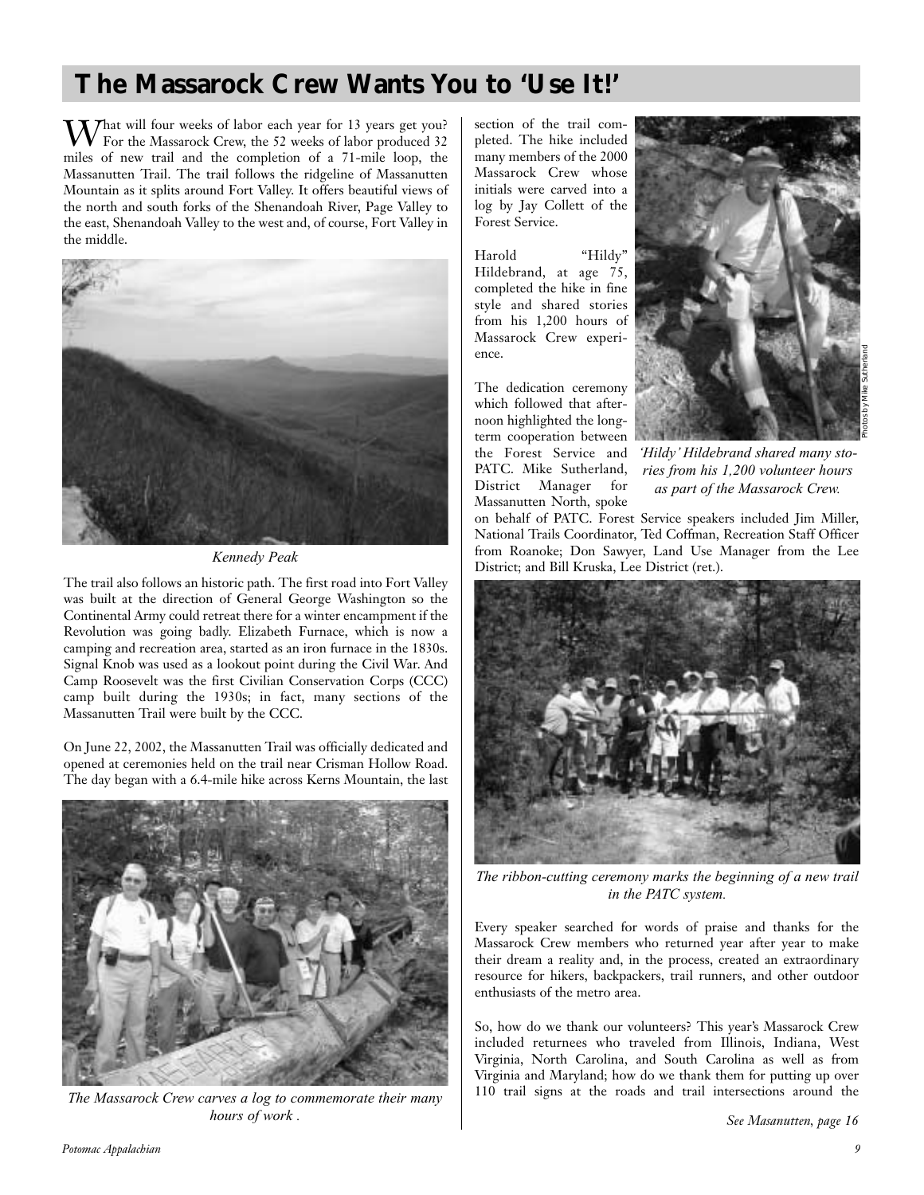# The Massarock Crew Wants You to 'Use It!'

What will four weeks of labor each year for 13 years get you? For the Massarock Crew, the 52 weeks of labor produced 32 miles of new trail and the completion of a 71-mile loop, the Massanutten Trail. The trail follows the ridgeline of Massanutten Mountain as it splits around Fort Valley. It offers beautiful views of the north and south forks of the Shenandoah River, Page Valley to the east, Shenandoah Valley to the west and, of course, Fort Valley in the middle.

*Kennedy Peak*

The trail also follows an historic path. The first road into Fort Valley was built at the direction of General George Washington so the Continental Army could retreat there for a winter encampment if the Revolution was going badly. Elizabeth Furnace, which is now a camping and recreation area, started as an iron furnace in the 1830s. Signal Knob was used as a lookout point during the Civil War. And Camp Roosevelt was the first Civilian Conservation Corps (CCC) camp built during the 1930s; in fact, many sections of the Massanutten Trail were built by the CCC.

On June 22, 2002, the Massanutten Trail was officially dedicated and opened at ceremonies held on the trail near Crisman Hollow Road. The day began with a 6.4-mile hike across Kerns Mountain, the last section of the trail completed. The hike included many members of the 2000 Massarock Crew whose initials were carved into a log by Jay Collett of the Forest Service.

*The Massarock Crew carves a log to commemorate their many hours of work .*

Harold "Hildy" Hildebrand, at age 75, completed the hike in fine style and shared stories from his 1,200 hours of Massarock Crew experience.

*'Hildy' Hildebrand shared many stories from his 1,200 volunteer hours as part of the Massarock Crew.*

Photos by Mike Sutherland

The dedication ceremony which followed that afternoon highlighted the long-term cooperation between the Forest Service and PATC. Mike Sutherland, District Manager for Massanutten North, spoke on behalf of PATC. Forest Service speakers included Jim Miller, National Trails Coordinator, Ted Coffman, Recreation Staff Officer from Roanoke; Don Sawyer, Land Use Manager from the Lee District; and Bill Kruska, Lee District (ret.).

*The ribbon-cutting ceremony marks the beginning of a new trail in the PATC system.*

Every speaker searched for words of praise and thanks for the Massarock Crew members who returned year after year to make their dream a reality and, in the process, created an extraordinary resource for hikers, backpackers, trail runners, and other outdoor enthusiasts of the metro area.

So, how do we thank our volunteers? This year's Massarock Crew included returnees who traveled from Illinois, Indiana, West Virginia, North Carolina, and South Carolina as well as from Virginia and Maryland; how do we thank them for putting up over 110 trail signs at the roads and trail intersections around the

*See Masanutten, page 16*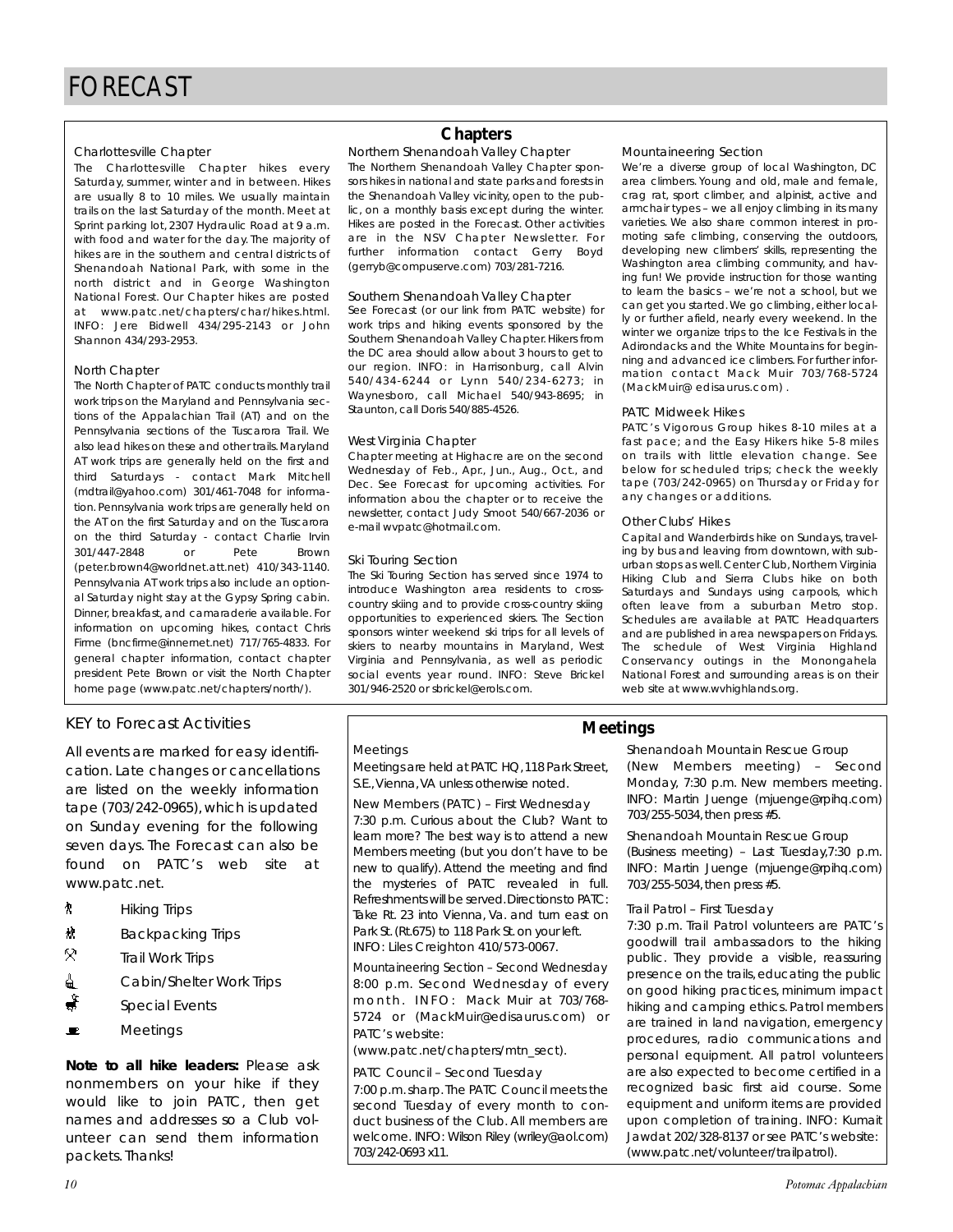# FORECAST

## Chapters

### Charlottesville Chapter

The Charlottesville Chapter hikes every Saturday, summer, winter and in between. Hikes are usually 8 to 10 miles. We usually maintain trails on the last Saturday of the month. Meet at Sprint parking lot, 2307 Hydraulic Road at 9 a.m. with food and water for the day. The majority of hikes are in the southern and central districts of Shenandoah National Park, with some in the north district and in George Washington National Forest. Our Chapter hikes are posted at www.patc.net/chapters/char/hikes.html. INFO: Jere Bidwell 434/295-2143 or John Shannon 434/293-2953.

### North Chapter

The North Chapter of PATC conducts monthly trail work trips on the Maryland and Pennsylvania sections of the Appalachian Trail (AT) and on the Pennsylvania sections of the Tuscarora Trail. We also lead hikes on these and other trails. Maryland AT work trips are generally held on the first and third Saturdays - contact Mark Mitchell (mdtrail@yahoo.com) 301/461-7048 for information. Pennsylvania work trips are generally held on the AT on the first Saturday and on the Tuscarora on the third Saturday - contact Charlie Irvin 301/447-2848 or Pete Brown (peter.brown4@worldnet.att.net) 410/343-1140. Pennsylvania AT work trips also include an optional Saturday night stay at the Gypsy Spring cabin. Dinner, breakfast, and camaraderie available. For information on upcoming hikes, contact Chris Firme (bncfirme@innernet.net) 717/765-4833. For general chapter information, contact chapter president Pete Brown or visit the North Chapter home page (www.patc.net/chapters/north/).

### Northern Shenandoah Valley Chapter

The Northern Shenandoah Valley Chapter sponsors hikes in national and state parks and forests in the Shenandoah Valley vicinity, open to the public, on a monthly basis except during the winter. Hikes are posted in the Forecast. Other activities are in the NSV Chapter Newsletter. For further information contact Gerry Boyd (gerryb@compuserve.com) 703/281-7216.

### Southern Shenandoah Valley Chapter

See Forecast (or our link from PATC website) for work trips and hiking events sponsored by the Southern Shenandoah Valley Chapter. Hikers from the DC area should allow about 3 hours to get to our region. INFO: in Harrisonburg, call Alvin 540/434-6244 or Lynn 540/234-6273; in Waynesboro, call Michael 540/943-8695; in Staunton, call Doris 540/885-4526.

### West Virginia Chapter

Chapter meeting at Highacre are on the second Wednesday of Feb., Apr., Jun., Aug., Oct., and Dec. See Forecast for upcoming activities. For information abou the chapter or to receive the newsletter, contact Judy Smoot 540/667-2036 or e-mail wvpatc@hotmail.com.

### Ski Touring Section

The Ski Touring Section has served since 1974 to introduce Washington area residents to cross-country skiing and to provide cross-country skiing opportunities to experienced skiers. The Section sponsors winter weekend ski trips for all levels of skiers to nearby mountains in Maryland, West Virginia and Pennsylvania, as well as periodic social events year round. INFO: Steve Brickel 301/946-2520 or sbrickel@erols.com.

### Mountaineering Section

We're a diverse group of local Washington, DC area climbers. Young and old, male and female, crag rat, sport climber, and alpinist, active and armchair types – we all enjoy climbing in its many varieties. We also share common interest in promoting safe climbing, conserving the outdoors, developing new climbers' skills, representing the Washington area climbing community, and having fun! We provide instruction for those wanting to learn the basics – we're not a school, but we can get you started. We go climbing, either locally or further afield, nearly every weekend. In the winter we organize trips to the Ice Festivals in the Adirondacks and the White Mountains for beginning and advanced ice climbers. For further information contact Mack Muir 703/768-5724 (MackMuir@ edisaurus.com) .

### PATC Midweek Hikes

PATC's Vigorous Group hikes 8-10 miles at a fast pace; and the Easy Hikers hike 5-8 miles on trails with little elevation change. See below for scheduled trips; check the weekly tape (703/242-0965) on Thursday or Friday for any changes or additions.

### Other Clubs' Hikes

Capital and Wanderbirds hike on Sundays, traveling by bus and leaving from downtown, with suburban stops as well. Center Club, Northern Virginia Hiking Club and Sierra Clubs hike on both Saturdays and Sundays using carpools, which often leave from a suburban Metro stop. Schedules are available at PATC Headquarters and are published in area newspapers on Fridays. The schedule of West Virginia Highland Conservancy outings in the Monongahela National Forest and surrounding areas is on their web site at www.wvhighlands.org.

## KEY to Forecast Activities

All events are marked for easy identification. Late changes or cancellations are listed on the weekly information tape (703/242-0965), which is updated on Sunday evening for the following seven days. The Forecast can also be found on PATC's web site at www.patc.net.

- Hiking Trips
- Backpacking Trips
- Trail Work Trips
- Cabin/Shelter Work Trips
- Special Events
- Meetings

**Note to all hike leaders:** Please ask nonmembers on your hike if they would like to join PATC, then get names and addresses so a Club volunteer can send them information packets. Thanks!

## Meetings

### Meetings

Meetings are held at PATC HQ, 118 Park Street, S.E., Vienna, VA unless otherwise noted.

**New Members (PATC) – First Wednesday**

7:30 p.m. Curious about the Club? Want to learn more? The best way is to attend a new Members meeting (but you don't have to be new to qualify). Attend the meeting and find the mysteries of PATC revealed in full. Refreshments will be served. Directions to PATC: Take Rt. 23 into Vienna, Va. and turn east on Park St. (Rt.675) to 118 Park St. on your left. INFO: Liles Creighton 410/573-0067.

**Mountaineering Section – Second Wednesday**

8:00 p.m. Second Wednesday of every month. INFO: Mack Muir at 703/768-5724 or (MackMuir@edisaurus.com) or PATC's website: (www.patc.net/chapters/mtn_sect).

**PATC Council – Second Tuesday**

7:00 p.m. sharp. The PATC Council meets the second Tuesday of every month to conduct business of the Club. All members are welcome. INFO: Wilson Riley (wriley@aol.com) 703/242-0693 x11.

**Shenandoah Mountain Rescue Group**

(New Members meeting) – Second Monday, 7:30 p.m. New members meeting. INFO: Martin Juenge (mjuenge@rpihq.com) 703/255-5034, then press #5.

**Shenandoah Mountain Rescue Group**

(Business meeting) – Last Tuesday,7:30 p.m. INFO: Martin Juenge (mjuenge@rpihq.com) 703/255-5034, then press #5.

**Trail Patrol – First Tuesday**

7:30 p.m. Trail Patrol volunteers are PATC's goodwill trail ambassadors to the hiking public. They provide a visible, reassuring presence on the trails, educating the public on good hiking practices, minimum impact hiking and camping ethics. Patrol members are trained in land navigation, emergency procedures, radio communications and personal equipment. All patrol volunteers are also expected to become certified in a recognized basic first aid course. Some equipment and uniform items are provided upon completion of training. INFO: Kumait Jawdat 202/328-8137 or see PATC's website: (www.patc.net/volunteer/trailpatrol).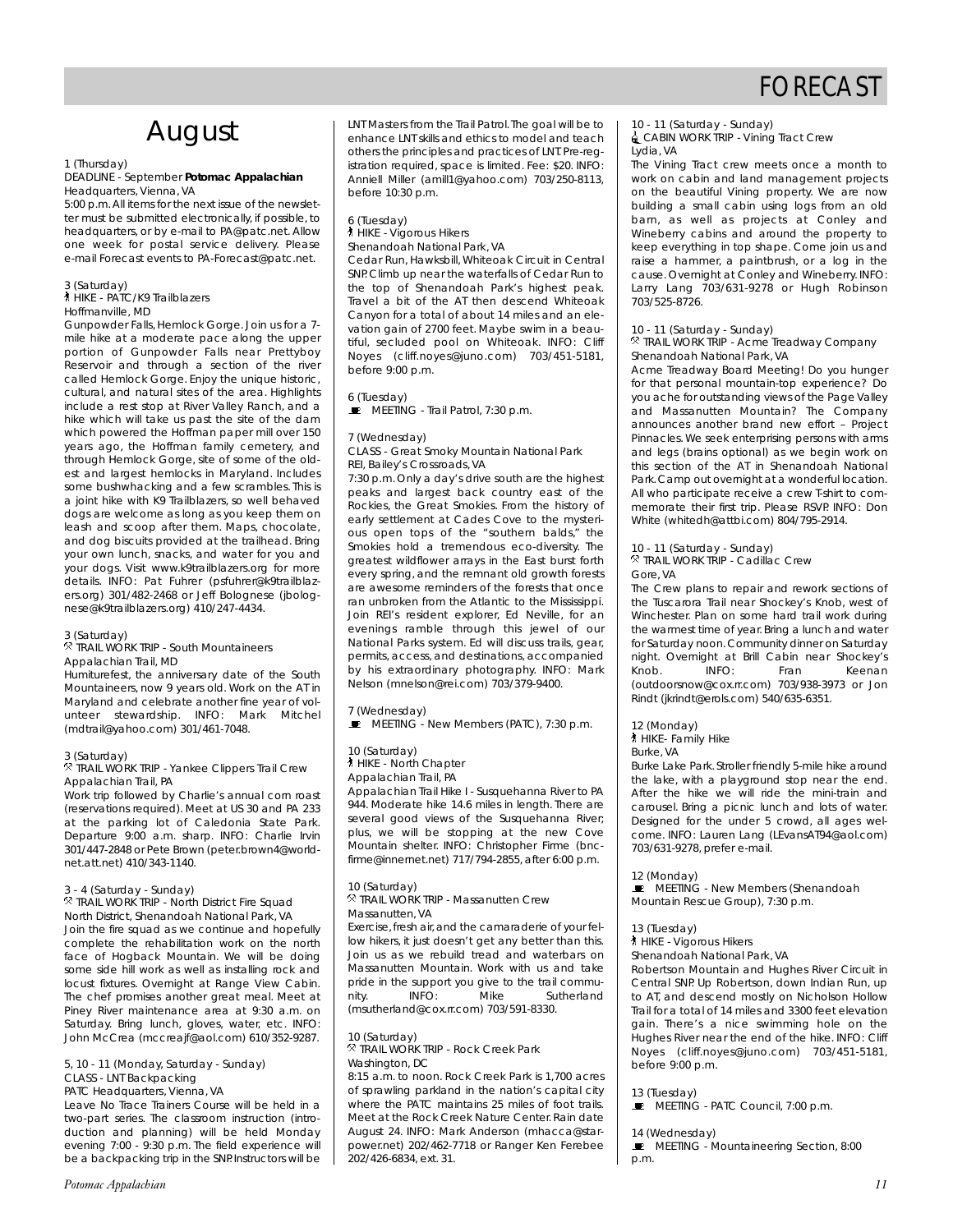# FORECAST

## August

1 (Thursday)
DEADLINE - September **Potomac Appalachian**
Headquarters, Vienna, VA
5:00 p.m. All items for the next issue of the newsletter must be submitted electronically, if possible, to headquarters, or by e-mail to PA@patc.net. Allow one week for postal service delivery. Please e-mail Forecast events to PA-Forecast@patc.net.

3 (Saturday)
HIKE - PATC/K9 Trailblazers
Hoffmanville, MD
Gunpowder Falls, Hemlock Gorge. Join us for a 7-mile hike at a moderate pace along the upper portion of Gunpowder Falls near Prettyboy Reservoir and through a section of the river called Hemlock Gorge. Enjoy the unique historic, cultural, and natural sites of the area. Highlights include a rest stop at River Valley Ranch, and a hike which will take us past the site of the dam which powered the Hoffman paper mill over 150 years ago, the Hoffman family cemetery, and through Hemlock Gorge, site of some of the oldest and largest hemlocks in Maryland. Includes some bushwhacking and a few scrambles. This is a joint hike with K9 Trailblazers, so well behaved dogs are welcome as long as you keep them on leash and scoop after them. Maps, chocolate, and dog biscuits provided at the trailhead. Bring your own lunch, snacks, and water for you and your dogs. Visit www.k9trailblazers.org for more details. INFO: Pat Fuhrer (psfuhrer@k9trailblazers.org) 301/482-2468 or Jeff Bolognese (jbolognese@k9trailblazers.org) 410/247-4434.

3 (Saturday)
TRAIL WORK TRIP - South Mountaineers
Appalachian Trail, MD
Humiturefest, the anniversary date of the South Mountaineers, now 9 years old. Work on the AT in Maryland and celebrate another fine year of volunteer stewardship. INFO: Mark Mitchel (mdtrail@yahoo.com) 301/461-7048.

3 (Saturday)
TRAIL WORK TRIP - Yankee Clippers Trail Crew
Appalachian Trail, PA
Work trip followed by Charlie's annual corn roast (reservations required). Meet at US 30 and PA 233 at the parking lot of Caledonia State Park. Departure 9:00 a.m. sharp. INFO: Charlie Irvin 301/447-2848 or Pete Brown (peter.brown4@worldnet.att.net) 410/343-1140.

3 - 4 (Saturday - Sunday)
TRAIL WORK TRIP - North District Fire Squad
North District, Shenandoah National Park, VA
Join the fire squad as we continue and hopefully complete the rehabilitation work on the north face of Hogback Mountain. We will be doing some side hill work as well as installing rock and locust fixtures. Overnight at Range View Cabin. The chef promises another great meal. Meet at Piney River maintenance area at 9:30 a.m. on Saturday. Bring lunch, gloves, water, etc. INFO: John McCrea (mccreajf@aol.com) 610/352-9287.

5, 10 - 11 (Monday, Saturday - Sunday)
CLASS - LNT Backpacking
PATC Headquarters, Vienna, VA
Leave No Trace Trainers Course will be held in a two-part series. The classroom instruction (introduction and planning) will be held Monday evening 7:00 - 9:30 p.m. The field experience will be a backpacking trip in the SNP. Instructors will be LNT Masters from the Trail Patrol. The goal will be to enhance LNT skills and ethics to model and teach others the principles and practices of LNT. Pre-registration required, space is limited. Fee: $20. INFO: Anniell Miller (amill1@yahoo.com) 703/250-8113, before 10:30 p.m.

6 (Tuesday)
HIKE - Vigorous Hikers
Shenandoah National Park, VA
Cedar Run, Hawksbill, Whiteoak Circuit in Central SNP. Climb up near the waterfalls of Cedar Run to the top of Shenandoah Park's highest peak. Travel a bit of the AT then descend Whiteoak Canyon for a total of about 14 miles and an elevation gain of 2700 feet. Maybe swim in a beautiful, secluded pool on Whiteoak. INFO: Cliff Noyes (cliff.noyes@juno.com) 703/451-5181, before 9:00 p.m.

6 (Tuesday)
MEETING - Trail Patrol, 7:30 p.m.

7 (Wednesday)
CLASS - Great Smoky Mountain National Park
REI, Bailey's Crossroads, VA
7:30 p.m. Only a day's drive south are the highest peaks and largest back country east of the Rockies, the Great Smokies. From the history of early settlement at Cades Cove to the mysterious open tops of the "southern balds," the Smokies hold a tremendous eco-diversity. The greatest wildflower arrays in the East burst forth every spring, and the remnant old growth forests are awesome reminders of the forests that once ran unbroken from the Atlantic to the Mississippi. Join REI's resident explorer, Ed Neville, for an evenings ramble through this jewel of our National Parks system. Ed will discuss trails, gear, permits, access, and destinations, accompanied by his extraordinary photography. INFO: Mark Nelson (mnelson@rei.com) 703/379-9400.

7 (Wednesday)
MEETING - New Members (PATC), 7:30 p.m.

10 (Saturday)
HIKE - North Chapter
Appalachian Trail, PA
Appalachian Trail Hike I - Susquehanna River to PA 944. Moderate hike 14.6 miles in length. There are several good views of the Susquehanna River; plus, we will be stopping at the new Cove Mountain shelter. INFO: Christopher Firme (bncfirme@innernet.net) 717/794-2855, after 6:00 p.m.

10 (Saturday)
TRAIL WORK TRIP - Massanutten Crew
Massanutten, VA
Exercise, fresh air, and the camaraderie of your fellow hikers, it just doesn't get any better than this. Join us as we rebuild tread and waterbars on Massanutten Mountain. Work with us and take pride in the support you give to the trail community. INFO: Mike Sutherland (msutherland@cox.rr.com) 703/591-8330.

10 (Saturday)
TRAIL WORK TRIP - Rock Creek Park
Washington, DC
8:15 a.m. to noon. Rock Creek Park is 1,700 acres of sprawling parkland in the nation's capital city where the PATC maintains 25 miles of foot trails. Meet at the Rock Creek Nature Center. Rain date August 24. INFO: Mark Anderson (mhacca@starpower.net) 202/462-7718 or Ranger Ken Ferebee 202/426-6834, ext. 31.

10 - 11 (Saturday - Sunday)
CABIN WORK TRIP - Vining Tract Crew
Lydia, VA
The Vining Tract crew meets once a month to work on cabin and land management projects on the beautiful Vining property. We are now building a small cabin using logs from an old barn, as well as projects at Conley and Wineberry cabins and around the property to keep everything in top shape. Come join us and raise a hammer, a paintbrush, or a log in the cause. Overnight at Conley and Wineberry. INFO: Larry Lang 703/631-9278 or Hugh Robinson 703/525-8726.

10 - 11 (Saturday - Sunday)
TRAIL WORK TRIP - Acme Treadway Company
Shenandoah National Park, VA
Acme Treadway Board Meeting! Do you hunger for that personal mountain-top experience? Do you ache for outstanding views of the Page Valley and Massanutten Mountain? The Company announces another brand new effort – Project Pinnacles. We seek enterprising persons with arms and legs (brains optional) as we begin work on this section of the AT in Shenandoah National Park. Camp out overnight at a wonderful location. All who participate receive a crew T-shirt to commemorate their first trip. Please RSVP. INFO: Don White (whitedh@attbi.com) 804/795-2914.

10 - 11 (Saturday - Sunday)
TRAIL WORK TRIP - Cadillac Crew
Gore, VA
The Crew plans to repair and rework sections of the Tuscarora Trail near Shockey's Knob, west of Winchester. Plan on some hard trail work during the warmest time of year. Bring a lunch and water for Saturday noon. Community dinner on Saturday night. Overnight at Brill Cabin near Shockey's Knob. INFO: Fran Keenan (outdoorsnow@cox.rr.com) 703/938-3973 or Jon Rindt (jkrindt@erols.com) 540/635-6351.

12 (Monday)
HIKE- Family Hike
Burke, VA
Burke Lake Park. Stroller friendly 5-mile hike around the lake, with a playground stop near the end. After the hike we will ride the mini-train and carousel. Bring a picnic lunch and lots of water. Designed for the under 5 crowd, all ages welcome. INFO: Lauren Lang (LEvansAT94@aol.com) 703/631-9278, prefer e-mail.

12 (Monday)
MEETING - New Members (Shenandoah Mountain Rescue Group), 7:30 p.m.

13 (Tuesday)
HIKE - Vigorous Hikers
Shenandoah National Park, VA
Robertson Mountain and Hughes River Circuit in Central SNP. Up Robertson, down Indian Run, up to AT, and descend mostly on Nicholson Hollow Trail for a total of 14 miles and 3300 feet elevation gain. There's a nice swimming hole on the Hughes River near the end of the hike. INFO: Cliff Noyes (cliff.noyes@juno.com) 703/451-5181, before 9:00 p.m.

13 (Tuesday)
MEETING - PATC Council, 7:00 p.m.

14 (Wednesday)
MEETING - Mountaineering Section, 8:00 p.m.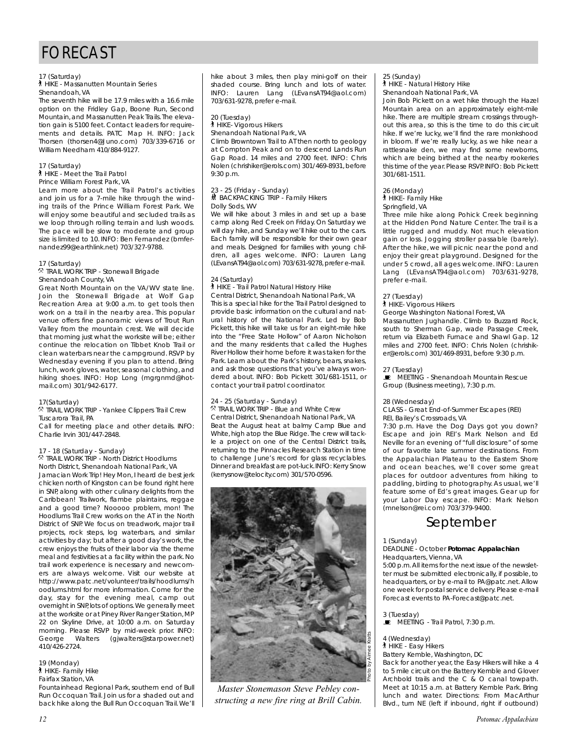# FORECAST

17 (Saturday)
HIKE - Massanutten Mountain Series
Shenandoah, VA
The seventh hike will be 17.9 miles with a 16.6 mile option on the Fridley Gap, Boone Run, Second Mountain, and Massanutten Peak Trails. The elevation gain is 5100 feet. Contact leaders for requirements and details. PATC Map H. INFO: Jack Thorsen (thorsen4@Juno.com) 703/339-6716 or William Needham 410/884-9127.

17 (Saturday)
HIKE - Meet the Trail Patrol
Prince William Forest Park, VA
Learn more about the Trail Patrol's activities and join us for a 7-mile hike through the winding trails of the Prince William Forest Park. We will enjoy some beautiful and secluded trails as we loop through rolling terrain and lush woods. The pace will be slow to moderate and group size is limited to 10. INFO: Ben Fernandez (bmfernandez99@earthlink.net) 703/327-9788.

17 (Saturday)
TRAIL WORK TRIP - Stonewall Brigade
Shenandoah County, VA
Great North Mountain on the VA/WV state line. Join the Stonewall Brigade at Wolf Gap Recreation Area at 9:00 a.m. to get tools then work on a trail in the nearby area. This popular venue offers fine panoramic views of Trout Run Valley from the mountain crest. We will decide that morning just what the worksite will be; either continue the relocation on Tibbet Knob Trail or clean waterbars near the campground. RSVP by Wednesday evening if you plan to attend. Bring lunch, work gloves, water, seasonal clothing, and hiking shoes. INFO: Hop Long (mgrgnmd@hotmail.com) 301/942-6177.

17(Saturday)
TRAIL WORK TRIP - Yankee Clippers Trail Crew
Tuscarora Trail, PA
Call for meeting place and other details. INFO: Charlie Irvin 301/447-2848.

17 - 18 (Saturday - Sunday)
TRAIL WORK TRIP - North District Hoodlums
North District, Shenandoah National Park, VA
Jamacian Work Trip! Hey Mon, I heard de best jerk chicken north of Kingston can be found right here in SNP, along with other culinary delights from the Caribbean! Trailwork, flambe plaintains, reggae and a good time? Nooooo problem, mon! The Hoodlums Trail Crew works on the AT in the North District of SNP. We focus on treadwork, major trail projects, rock steps, log waterbars, and similar activities by day; but after a good day's work, the crew enjoys the fruits of their labor via the theme meal and festivities at a facility within the park. No trail work experience is necessary and newcomers are always welcome. Visit our website at http://www.patc.net/volunteer/trails/hoodlums/hoodlums.html for more information. Come for the day, stay for the evening meal, camp out overnight in SNP, lots of options. We generally meet at the worksite or at Piney River Ranger Station, MP 22 on Skyline Drive, at 10:00 a.m. on Saturday morning. Please RSVP by mid-week prior. INFO: George Walters (gjwalters@starpower.net) 410/426-2724.

19 (Monday)
HIKE- Family Hike
Fairfax Station, VA
Fountainhead Regional Park, southern end of Bull Run Occoquan Trail. Join us for a shaded out and back hike along the Bull Run Occoquan Trail. We'll hike about 3 miles, then play mini-golf on their shaded course. Bring lunch and lots of water. INFO: Lauren Lang (LEvansAT94@aol.com) 703/631-9278, prefer e-mail.

20 (Tuesday)
HIKE- Vigorous Hikers
Shenandoah National Park, VA
Climb Browntown Trail to AT then north to geology at Compton Peak and on to descend Lands Run Gap Road. 14 miles and 2700 feet. INFO: Chris Nolen (chrishiker@erols.com) 301/469-8931, before 9:30 p.m.

23 - 25 (Friday - Sunday)
BACKPACKING TRIP - Family Hikers
Dolly Sods, WV
We will hike about 3 miles in and set up a base camp along Red Creek on Friday. On Saturday we will day hike, and Sunday we'll hike out to the cars. Each family will be responsible for their own gear and meals. Designed for families with young children, all ages welcome. INFO: Lauren Lang (LEvansAT94@aol.com) 703/631-9278, prefer e-mail.

24 (Saturday)
HIKE - Trail Patrol Natural History Hike
Central District, Shenandoah National Park, VA
This is a special hike for the Trail Patrol designed to provide basic information on the cultural and natural history of the National Park. Led by Bob Pickett, this hike will take us for an eight-mile hike into the "Free State Hollow" of Aaron Nicholson and the many residents that called the Hughes River Hollow their home before it was taken for the Park. Learn about the Park's history, bears, snakes, and ask those questions that you've always wondered about. INFO: Bob Pickett 301/681-1511, or contact your trail patrol coordinator.

24 - 25 (Saturday - Sunday)
TRAIL WORK TRIP - Blue and White Crew
Central District, Shenandoah National Park, VA
Beat the August heat at balmy Camp Blue and White, high atop the Blue Ridge. The crew will tackle a project on one of the Central District trails, returning to the Pinnacles Research Station in time to challenge June's record for glass recyclables. Dinner and breakfast are pot-luck. INFO: Kerry Snow (kerrysnow@telocity.com) 301/570-0596.

Photo by Aimee Kratts

*Master Stonemason Steve Pebley constructing a new fire ring at Brill Cabin.*

25 (Sunday)
HIKE - Natural History Hike
Shenandoah National Park, VA
Join Bob Pickett on a wet hike through the Hazel Mountain area on an approximately eight-mile hike. There are multiple stream crossings throughout this area, so this is the time to do this circuit hike. If we're lucky, we'll find the rare monkshood in bloom. If we're really lucky, as we hike near a rattlesnake den, we may find some newborns, which are being birthed at the nearby rookeries this time of the year. Please RSVP. INFO: Bob Pickett 301/681-1511.

26 (Monday)
HIKE- Family Hike
Springfield, VA
Three mile hike along Pohick Creek beginning at the Hidden Pond Nature Center. The trail is a little rugged and muddy. Not much elevation gain or loss. Jogging stroller passable (barely). After the hike, we will picnic near the pond and enjoy their great playground. Designed for the under 5 crowd, all ages welcome. INFO: Lauren Lang (LEvansAT94@aol.com) 703/631-9278, prefer e-mail.

27 (Tuesday)
HIKE- Vigorous Hikers
George Washington National Forest, VA
Massanutten Jughandle. Climb to Buzzard Rock, south to Sherman Gap, wade Passage Creek, return via Elizabeth Furnace and Shawl Gap. 12 miles and 2700 feet. INFO: Chris Nolen (chrishiker@erols.com) 301/469-8931, before 9:30 p.m.

27 (Tuesday)
MEETING - Shenandoah Mountain Rescue Group (Business meeting), 7:30 p.m.

28 (Wednesday)
CLASS - Great End-of-Summer Escapes (REI)
REI, Bailey's Crossroads, VA
7:30 p.m. Have the Dog Days got you down? Escape and join REI's Mark Nelson and Ed Neville for an evening of "full disclosure" of some of our favorite late summer destinations. From the Appalachian Plateau to the Eastern Shore and ocean beaches, we'll cover some great places for outdoor adventures from hiking to paddling, birding to photography. As usual, we'll feature some of Ed's great images. Gear up for your Labor Day escape. INFO: Mark Nelson (mnelson@rei.com) 703/379-9400.

## September

1 (Sunday)
DEADLINE - October **Potomac Appalachian**
Headquarters, Vienna, VA
5:00 p.m. All items for the next issue of the newsletter must be submitted electronically, if possible, to headquarters, or by e-mail to PA@patc.net. Allow one week for postal service delivery. Please e-mail Forecast events to PA-Forecast@patc.net.

3 (Tuesday)
MEETING - Trail Patrol, 7:30 p.m.

4 (Wednesday)
HIKE - Easy Hikers
Battery Kemble, Washington, DC
Back for another year, the Easy Hikers will hike a 4 to 5 mile circuit on the Battery Kemble and Glover Archbold trails and the C & O canal towpath. Meet at 10:15 a.m. at Battery Kemble Park. Bring lunch and water. Directions: From MacArthur Blvd., turn NE (left if inbound, right if outbound)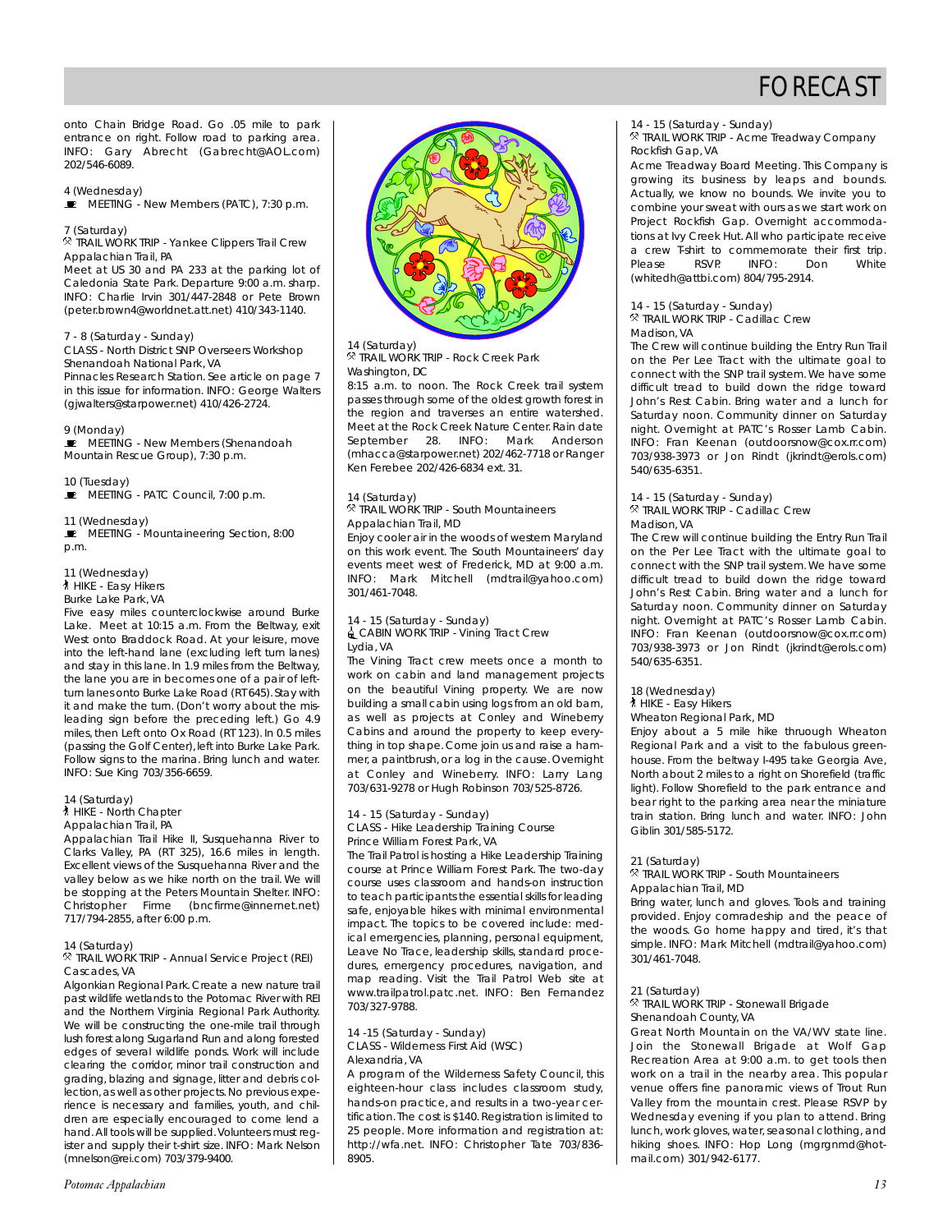# FORECAST

onto Chain Bridge Road. Go .05 mile to park entrance on right. Follow road to parking area. INFO: Gary Abrecht (Gabrecht@AOL.com) 202/546-6089.

4 (Wednesday)
MEETING - New Members (PATC), 7:30 p.m.

7 (Saturday)
TRAIL WORK TRIP - Yankee Clippers Trail Crew
Appalachian Trail, PA
Meet at US 30 and PA 233 at the parking lot of Caledonia State Park. Departure 9:00 a.m. sharp. INFO: Charlie Irvin 301/447-2848 or Pete Brown (peter.brown4@worldnet.att.net) 410/343-1140.

7 - 8 (Saturday - Sunday)
CLASS - North District SNP Overseers Workshop
Shenandoah National Park, VA
Pinnacles Research Station. See article on page 7 in this issue for information. INFO: George Walters (gjwalters@starpower.net) 410/426-2724.

9 (Monday)
MEETING - New Members (Shenandoah Mountain Rescue Group), 7:30 p.m.

10 (Tuesday)
MEETING - PATC Council, 7:00 p.m.

11 (Wednesday)
MEETING - Mountaineering Section, 8:00 p.m.

11 (Wednesday)
HIKE - Easy Hikers
Burke Lake Park, VA
Five easy miles counterclockwise around Burke Lake. Meet at 10:15 a.m. From the Beltway, exit West onto Braddock Road. At your leisure, move into the left-hand lane (excluding left turn lanes) and stay in this lane. In 1.9 miles from the Beltway, the lane you are in becomes one of a pair of left-turn lanes onto Burke Lake Road (RT645). Stay with it and make the turn. (Don't worry about the misleading sign before the preceding left.) Go 4.9 miles, then Left onto Ox Road (RT 123). In 0.5 miles (passing the Golf Center), left into Burke Lake Park. Follow signs to the marina. Bring lunch and water. INFO: Sue King 703/356-6659.

14 (Saturday)
HIKE - North Chapter
Appalachian Trail, PA
Appalachian Trail Hike II, Susquehanna River to Clarks Valley, PA (RT 325), 16.6 miles in length. Excellent views of the Susquehanna River and the valley below as we hike north on the trail. We will be stopping at the Peters Mountain Shelter. INFO: Christopher Firme (bncfirme@innernet.net) 717/794-2855, after 6:00 p.m.

14 (Saturday)
TRAIL WORK TRIP - Annual Service Project (REI)
Cascades, VA
Algonkian Regional Park. Create a new nature trail past wildlife wetlands to the Potomac River with REI and the Northern Virginia Regional Park Authority. We will be constructing the one-mile trail through lush forest along Sugarland Run and along forested edges of several wildlife ponds. Work will include clearing the corridor, minor trail construction and grading, blazing and signage, litter and debris collection, as well as other projects. No previous experience is necessary and families, youth, and children are especially encouraged to come lend a hand. All tools will be supplied. Volunteers must register and supply their t-shirt size. INFO: Mark Nelson (mnelson@rei.com) 703/379-9400.

14 (Saturday)
TRAIL WORK TRIP - Rock Creek Park
Washington, DC
8:15 a.m. to noon. The Rock Creek trail system passes through some of the oldest growth forest in the region and traverses an entire watershed. Meet at the Rock Creek Nature Center. Rain date September 28. INFO: Mark Anderson (mhacca@starpower.net) 202/462-7718 or Ranger Ken Ferebee 202/426-6834 ext. 31.

14 (Saturday)
TRAIL WORK TRIP - South Mountaineers
Appalachian Trail, MD
Enjoy cooler air in the woods of western Maryland on this work event. The South Mountaineers' day events meet west of Frederick, MD at 9:00 a.m. INFO: Mark Mitchell (mdtrail@yahoo.com) 301/461-7048.

14 - 15 (Saturday - Sunday)
CABIN WORK TRIP - Vining Tract Crew
Lydia, VA
The Vining Tract crew meets once a month to work on cabin and land management projects on the beautiful Vining property. We are now building a small cabin using logs from an old barn, as well as projects at Conley and Wineberry Cabins and around the property to keep everything in top shape. Come join us and raise a hammer, a paintbrush, or a log in the cause. Overnight at Conley and Wineberry. INFO: Larry Lang 703/631-9278 or Hugh Robinson 703/525-8726.

14 - 15 (Saturday - Sunday)
CLASS - Hike Leadership Training Course
Prince William Forest Park, VA
The Trail Patrol is hosting a Hike Leadership Training course at Prince William Forest Park. The two-day course uses classroom and hands-on instruction to teach participants the essential skills for leading safe, enjoyable hikes with minimal environmental impact. The topics to be covered include: medical emergencies, planning, personal equipment, Leave No Trace, leadership skills, standard procedures, emergency procedures, navigation, and map reading. Visit the Trail Patrol Web site at www.trailpatrol.patc.net. INFO: Ben Fernandez 703/327-9788.

14 -15 (Saturday - Sunday)
CLASS - Wilderness First Aid (WSC)
Alexandria, VA
A program of the Wilderness Safety Council, this eighteen-hour class includes classroom study, hands-on practice, and results in a two-year certification. The cost is $140. Registration is limited to 25 people. More information and registration at: http://wfa.net. INFO: Christopher Tate 703/836-8905.

14 - 15 (Saturday - Sunday)
TRAIL WORK TRIP - Acme Treadway Company
Rockfish Gap, VA
Acme Treadway Board Meeting. This Company is growing its business by leaps and bounds. Actually, we know no bounds. We invite you to combine your sweat with ours as we start work on Project Rockfish Gap. Overnight accommodations at Ivy Creek Hut. All who participate receive a crew T-shirt to commemorate their first trip. Please RSVP. INFO: Don White (whitedh@attbi.com) 804/795-2914.

14 - 15 (Saturday - Sunday)
TRAIL WORK TRIP - Cadillac Crew
Madison, VA
The Crew will continue building the Entry Run Trail on the Per Lee Tract with the ultimate goal to connect with the SNP trail system. We have some difficult tread to build down the ridge toward John's Rest Cabin. Bring water and a lunch for Saturday noon. Community dinner on Saturday night. Overnight at PATC's Rosser Lamb Cabin. INFO: Fran Keenan (outdoorsnow@cox.rr.com) 703/938-3973 or Jon Rindt (jkrindt@erols.com) 540/635-6351.

14 - 15 (Saturday - Sunday)
TRAIL WORK TRIP - Cadillac Crew
Madison, VA
The Crew will continue building the Entry Run Trail on the Per Lee Tract with the ultimate goal to connect with the SNP trail system. We have some difficult tread to build down the ridge toward John's Rest Cabin. Bring water and a lunch for Saturday noon. Community dinner on Saturday night. Overnight at PATC's Rosser Lamb Cabin. INFO: Fran Keenan (outdoorsnow@cox.rr.com) 703/938-3973 or Jon Rindt (jkrindt@erols.com) 540/635-6351.

18 (Wednesday)
HIKE - Easy Hikers
Wheaton Regional Park, MD
Enjoy about a 5 mile hike thruough Wheaton Regional Park and a visit to the fabulous greenhouse. From the beltway I-495 take Georgia Ave, North about 2 miles to a right on Shorefield (traffic light). Follow Shorefield to the park entrance and bear right to the parking area near the miniature train station. Bring lunch and water. INFO: John Giblin 301/585-5172.

21 (Saturday)
TRAIL WORK TRIP - South Mountaineers
Appalachian Trail, MD
Bring water, lunch and gloves. Tools and training provided. Enjoy comradeship and the peace of the woods. Go home happy and tired, it's that simple. INFO: Mark Mitchell (mdtrail@yahoo.com) 301/461-7048.

21 (Saturday)
TRAIL WORK TRIP - Stonewall Brigade
Shenandoah County, VA
Great North Mountain on the VA/WV state line. Join the Stonewall Brigade at Wolf Gap Recreation Area at 9:00 a.m. to get tools then work on a trail in the nearby area. This popular venue offers fine panoramic views of Trout Run Valley from the mountain crest. Please RSVP by Wednesday evening if you plan to attend. Bring lunch, work gloves, water, seasonal clothing, and hiking shoes. INFO: Hop Long (mgrgnmd@hotmail.com) 301/942-6177.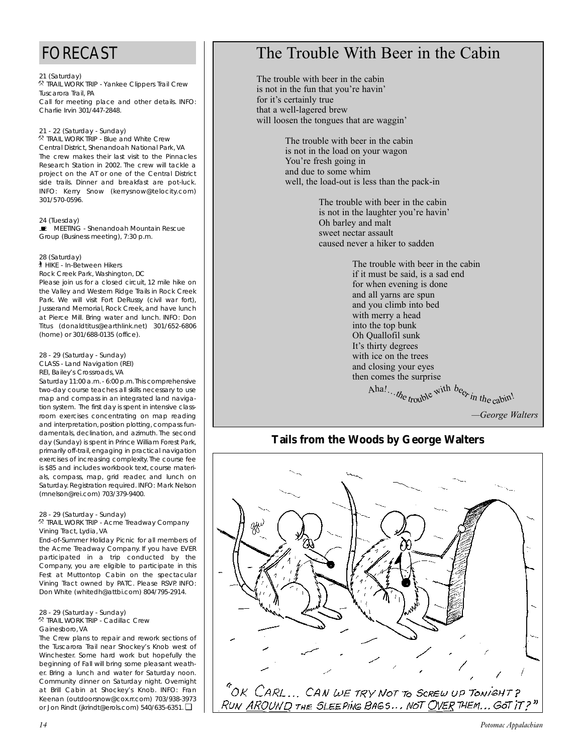# FORECAST

21 (Saturday)
TRAIL WORK TRIP - Yankee Clippers Trail Crew
Tuscarora Trail, PA
Call for meeting place and other details. INFO: Charlie Irvin 301/447-2848.

21 - 22 (Saturday - Sunday)
TRAIL WORK TRIP - Blue and White Crew
Central District, Shenandoah National Park, VA
The crew makes their last visit to the Pinnacles Research Station in 2002. The crew will tackle a project on the AT or one of the Central District side trails. Dinner and breakfast are pot-luck. INFO: Kerry Snow (kerrysnow@telocity.com) 301/570-0596.

24 (Tuesday)
MEETING - Shenandoah Mountain Rescue Group (Business meeting), 7:30 p.m.

28 (Saturday)
HIKE - In-Between Hikers
Rock Creek Park, Washington, DC
Please join us for a closed circuit, 12 mile hike on the Valley and Western Ridge Trails in Rock Creek Park. We will visit Fort DeRussy (civil war fort), Jusserand Memorial, Rock Creek, and have lunch at Pierce Mill. Bring water and lunch. INFO: Don Titus (donaldtitus@earthlink.net) 301/652-6806 (home) or 301/688-0135 (office).

28 - 29 (Saturday - Sunday)
CLASS - Land Navigation (REI)
REI, Bailey's Crossroads, VA
Saturday 11:00 a.m. - 6:00 p.m. This comprehensive two-day course teaches all skills necessary to use map and compass in an integrated land navigation system. The first day is spent in intensive classroom exercises concentrating on map reading and interpretation, position plotting, compass fundamentals, declination, and azimuth. The second day (Sunday) is spent in Prince William Forest Park, primarily off-trail, engaging in practical navigation exercises of increasing complexity. The course fee is $85 and includes workbook text, course materials, compass, map, grid reader, and lunch on Saturday. Registration required. INFO: Mark Nelson (mnelson@rei.com) 703/379-9400.

28 - 29 (Saturday - Sunday)
TRAIL WORK TRIP - Acme Treadway Company
Vining Tract, Lydia, VA
End-of-Summer Holiday Picnic for all members of the Acme Treadway Company. If you have EVER participated in a trip conducted by the Company, you are eligible to participate in this Fest at Muttontop Cabin on the spectacular Vining Tract owned by PATC. Please RSVP. INFO: Don White (whitedh@attbi.com) 804/795-2914.

28 - 29 (Saturday - Sunday)
TRAIL WORK TRIP - Cadillac Crew
Gainesboro, VA
The Crew plans to repair and rework sections of the Tuscarora Trail near Shockey's Knob west of Winchester. Some hard work but hopefully the beginning of Fall will bring some pleasant weather. Bring a lunch and water for Saturday noon. Community dinner on Saturday night. Overnight at Brill Cabin at Shockey's Knob. INFO: Fran Keenan (outdoorsnow@cox.rr.com) 703/938-3973 or Jon Rindt (jkrindt@erols.com) 540/635-6351. ❑

# The Trouble With Beer in the Cabin

The trouble with beer in the cabin
is not in the fun that you're havin'
for it's certainly true
that a well-lagered brew
will loosen the tongues that are waggin'

The trouble with beer in the cabin
is not in the load on your wagon
You're fresh going in
and due to some whim
well, the load-out is less than the pack-in

The trouble with beer in the cabin
is not in the laughter you're havin'
Oh barley and malt
sweet nectar assault
caused never a hiker to sadden

The trouble with beer in the cabin
if it must be said, is a sad end
for when evening is done
and all yarns are spun
and you climb into bed
with merry a head
into the top bunk
Oh Quallofil sunk
It's thirty degrees
with ice on the trees
and closing your eyes
then comes the surprise
Aha!…the trouble with beer in the cabin!

*—George Walters*

**Tails from the Woods by George Walters**

"OK CARL… CAN WE TRY NOT TO SCREW UP TONIGHT? RUN AROUND THE SLEEPING BAGS… NOT OVER THEM… GOT IT?"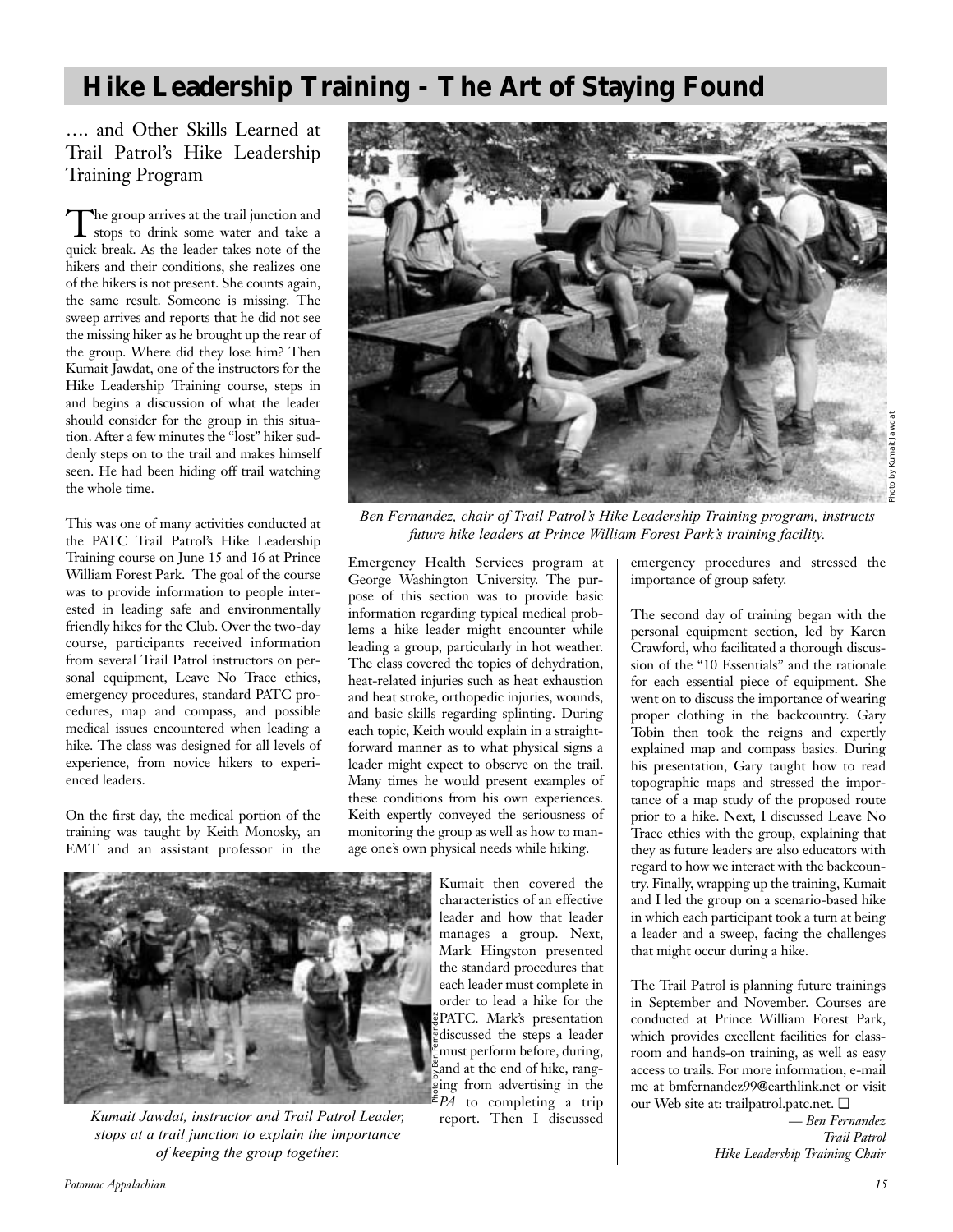# Hike Leadership Training - The Art of Staying Found

…. and Other Skills Learned at Trail Patrol's Hike Leadership Training Program

The group arrives at the trail junction and stops to drink some water and take a quick break. As the leader takes note of the hikers and their conditions, she realizes one of the hikers is not present. She counts again, the same result. Someone is missing. The sweep arrives and reports that he did not see the missing hiker as he brought up the rear of the group. Where did they lose him? Then Kumait Jawdat, one of the instructors for the Hike Leadership Training course, steps in and begins a discussion of what the leader should consider for the group in this situation. After a few minutes the "lost" hiker suddenly steps on to the trail and makes himself seen. He had been hiding off trail watching the whole time.

This was one of many activities conducted at the PATC Trail Patrol's Hike Leadership Training course on June 15 and 16 at Prince William Forest Park. The goal of the course was to provide information to people interested in leading safe and environmentally friendly hikes for the Club. Over the two-day course, participants received information from several Trail Patrol instructors on personal equipment, Leave No Trace ethics, emergency procedures, standard PATC procedures, map and compass, and possible medical issues encountered when leading a hike. The class was designed for all levels of experience, from novice hikers to experienced leaders.

On the first day, the medical portion of the training was taught by Keith Monosky, an EMT and an assistant professor in the Emergency Health Services program at George Washington University. The purpose of this section was to provide basic information regarding typical medical problems a hike leader might encounter while leading a group, particularly in hot weather. The class covered the topics of dehydration, heat-related injuries such as heat exhaustion and heat stroke, orthopedic injuries, wounds, and basic skills regarding splinting. During each topic, Keith would explain in a straightforward manner as to what physical signs a leader might expect to observe on the trail. Many times he would present examples of these conditions from his own experiences. Keith expertly conveyed the seriousness of monitoring the group as well as how to manage one's own physical needs while hiking.

Photo by Kumait Jawdat

*Ben Fernandez, chair of Trail Patrol's Hike Leadership Training program, instructs future hike leaders at Prince William Forest Park's training facility.*

Kumait then covered the characteristics of an effective leader and how that leader manages a group. Next, Mark Hingston presented the standard procedures that each leader must complete in order to lead a hike for the PATC. Mark's presentation discussed the steps a leader must perform before, during, and at the end of hike, ranging from advertising in the *PA* to completing a trip report. Then I discussed emergency procedures and stressed the importance of group safety.

Photo by Ben Fernandez

*Kumait Jawdat, instructor and Trail Patrol Leader, stops at a trail junction to explain the importance of keeping the group together.*

The second day of training began with the personal equipment section, led by Karen Crawford, who facilitated a thorough discussion of the "10 Essentials" and the rationale for each essential piece of equipment. She went on to discuss the importance of wearing proper clothing in the backcountry. Gary Tobin then took the reigns and expertly explained map and compass basics. During his presentation, Gary taught how to read topographic maps and stressed the importance of a map study of the proposed route prior to a hike. Next, I discussed Leave No Trace ethics with the group, explaining that they as future leaders are also educators with regard to how we interact with the backcountry. Finally, wrapping up the training, Kumait and I led the group on a scenario-based hike in which each participant took a turn at being a leader and a sweep, facing the challenges that might occur during a hike.

The Trail Patrol is planning future trainings in September and November. Courses are conducted at Prince William Forest Park, which provides excellent facilities for classroom and hands-on training, as well as easy access to trails. For more information, e-mail me at bmfernandez99@earthlink.net or visit our Web site at: trailpatrol.patc.net. ❑

*— Ben Fernandez*
*Trail Patrol*
*Hike Leadership Training Chair*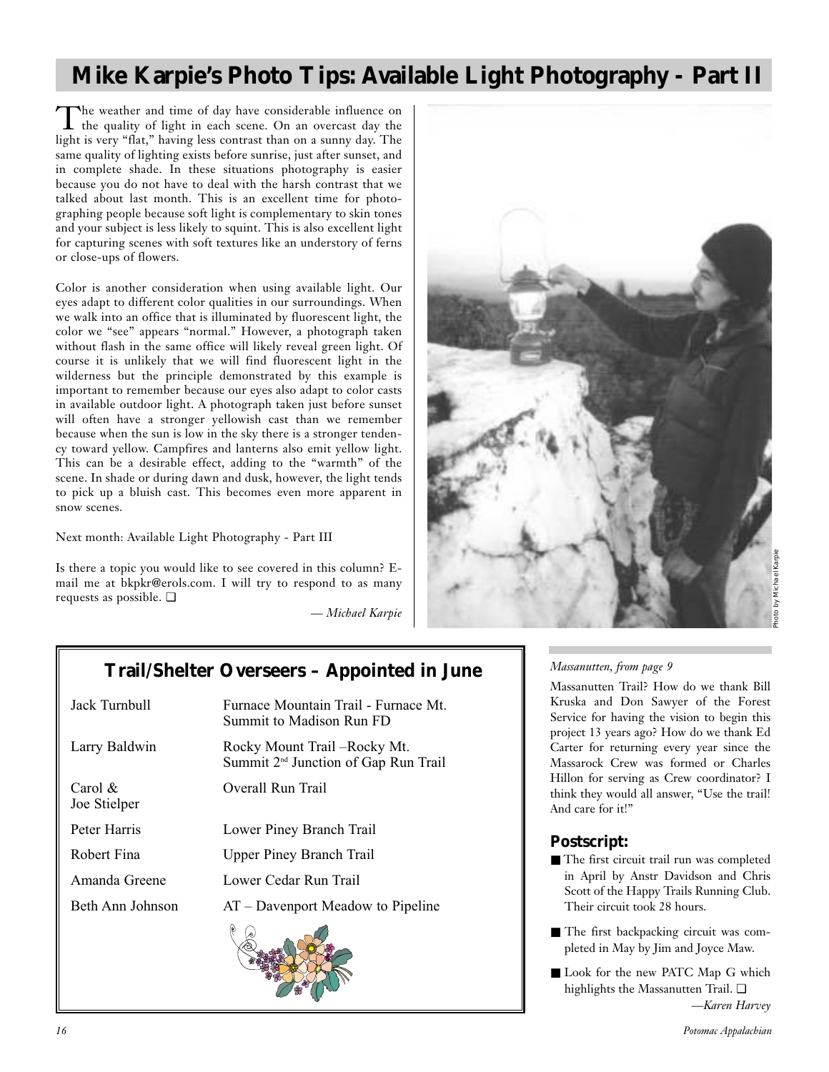# Mike Karpie's Photo Tips: Available Light Photography - Part II

The weather and time of day have considerable influence on the quality of light in each scene. On an overcast day the light is very "flat," having less contrast than on a sunny day. The same quality of lighting exists before sunrise, just after sunset, and in complete shade. In these situations photography is easier because you do not have to deal with the harsh contrast that we talked about last month. This is an excellent time for photographing people because soft light is complementary to skin tones and your subject is less likely to squint. This is also excellent light for capturing scenes with soft textures like an understory of ferns or close-ups of flowers.

Color is another consideration when using available light. Our eyes adapt to different color qualities in our surroundings. When we walk into an office that is illuminated by fluorescent light, the color we "see" appears "normal." However, a photograph taken without flash in the same office will likely reveal green light. Of course it is unlikely that we will find fluorescent light in the wilderness but the principle demonstrated by this example is important to remember because our eyes also adapt to color casts in available outdoor light. A photograph taken just before sunset will often have a stronger yellowish cast than we remember because when the sun is low in the sky there is a stronger tendency toward yellow. Campfires and lanterns also emit yellow light. This can be a desirable effect, adding to the "warmth" of the scene. In shade or during dawn and dusk, however, the light tends to pick up a bluish cast. This becomes even more apparent in snow scenes.

Next month: Available Light Photography - Part III

Is there a topic you would like to see covered in this column? E-mail me at bkpkr@erols.com. I will try to respond to as many requests as possible. ❑

*— Michael Karpie*

Photo by Michael Karpie

## Trail/Shelter Overseers – Appointed in June

| Overseer | Trail/Shelter |
|---|---|
| Jack Turnbull | Furnace Mountain Trail - Furnace Mt. Summit to Madison Run FD |
| Larry Baldwin | Rocky Mount Trail –Rocky Mt. Summit 2nd Junction of Gap Run Trail |
| Carol & Joe Stielper | Overall Run Trail |
| Peter Harris | Lower Piney Branch Trail |
| Robert Fina | Upper Piney Branch Trail |
| Amanda Greene | Lower Cedar Run Trail |
| Beth Ann Johnson | AT – Davenport Meadow to Pipeline |

*Massanutten, from page 9*

Massanutten Trail? How do we thank Bill Kruska and Don Sawyer of the Forest Service for having the vision to begin this project 13 years ago? How do we thank Ed Carter for returning every year since the Massarock Crew was formed or Charles Hillon for serving as Crew coordinator? I think they would all answer, "Use the trail! And care for it!"

### Postscript:

- The first circuit trail run was completed in April by Anstr Davidson and Chris Scott of the Happy Trails Running Club. Their circuit took 28 hours.
- The first backpacking circuit was completed in May by Jim and Joyce Maw.
- Look for the new PATC Map G which highlights the Massanutten Trail. ❑

*—Karen Harvey*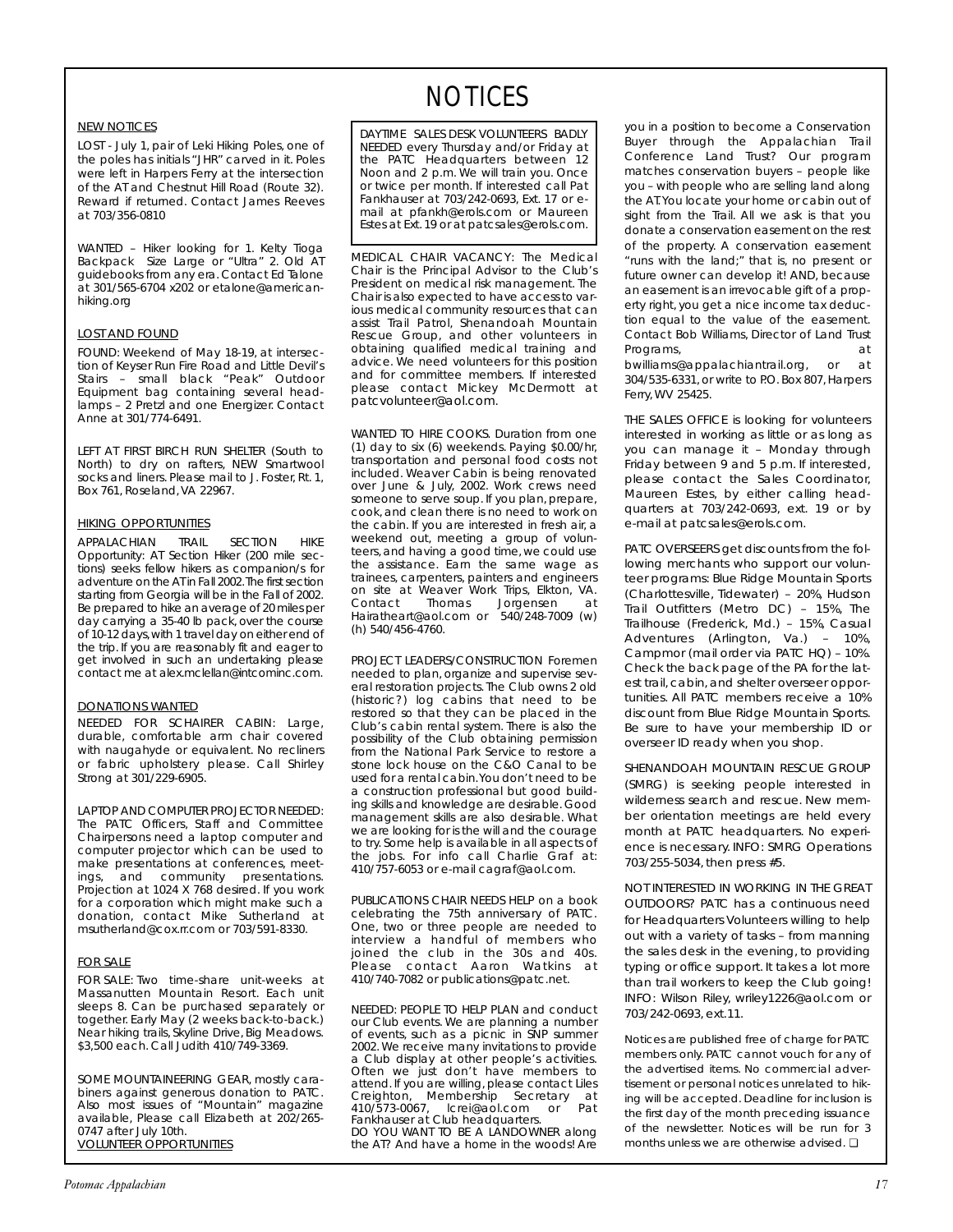# NOTICES

## NEW NOTICES

LOST - July 1, pair of Leki Hiking Poles, one of the poles has initials "JHR" carved in it. Poles were left in Harpers Ferry at the intersection of the AT and Chestnut Hill Road (Route 32). Reward if returned. Contact James Reeves at 703/356-0810

WANTED – Hiker looking for 1. Kelty Tioga Backpack Size Large or "Ultra" 2. Old AT guidebooks from any era. Contact Ed Talone at 301/565-6704 x202 or etalone@american-hiking.org

## LOST AND FOUND

FOUND: Weekend of May 18-19, at intersection of Keyser Run Fire Road and Little Devil's Stairs – small black "Peak" Outdoor Equipment bag containing several headlamps – 2 Pretzl and one Energizer. Contact Anne at 301/774-6491.

LEFT AT FIRST BIRCH RUN SHELTER (South to North) to dry on rafters, NEW Smartwool socks and liners. Please mail to J. Foster, Rt. 1, Box 761, Roseland, VA 22967.

## HIKING OPPORTUNITIES

APPALACHIAN TRAIL SECTION HIKE Opportunity: AT Section Hiker (200 mile sections) seeks fellow hikers as companion/s for adventure on the AT in Fall 2002. The first section starting from Georgia will be in the Fall of 2002. Be prepared to hike an average of 20 miles per day carrying a 35-40 lb pack, over the course of 10-12 days, with 1 travel day on either end of the trip. If you are reasonably fit and eager to get involved in such an undertaking please contact me at alex.mclellan@intcominc.com.

## DONATIONS WANTED

NEEDED FOR SCHAIRER CABIN: Large, durable, comfortable arm chair covered with naugahyde or equivalent. No recliners or fabric upholstery please. Call Shirley Strong at 301/229-6905.

LAPTOP AND COMPUTER PROJECTOR NEEDED: The PATC Officers, Staff and Committee Chairpersons need a laptop computer and computer projector which can be used to make presentations at conferences, meetings, and community presentations. Projection at 1024 X 768 desired. If you work for a corporation which might make such a donation, contact Mike Sutherland at msutherland@cox.rr.com or 703/591-8330.

## FOR SALE

FOR SALE: Two time-share unit-weeks at Massanutten Mountain Resort. Each unit sleeps 8. Can be purchased separately or together. Early May (2 weeks back-to-back.) Near hiking trails, Skyline Drive, Big Meadows. $3,500 each. Call Judith 410/749-3369.

SOME MOUNTAINEERING GEAR, mostly carabiners against generous donation to PATC. Also most issues of "Mountain" magazine available, Please call Elizabeth at 202/265-0747 after July 10th.

## VOLUNTEER OPPORTUNITIES

DAYTIME SALES DESK VOLUNTEERS BADLY NEEDED every Thursday and/or Friday at the PATC Headquarters between 12 Noon and 2 p.m. We will train you. Once or twice per month. If interested call Pat Fankhauser at 703/242-0693, Ext. 17 or e-mail at pfankh@erols.com or Maureen Estes at Ext. 19 or at patcsales@erols.com.

MEDICAL CHAIR VACANCY: The Medical Chair is the Principal Advisor to the Club's President on medical risk management. The Chair is also expected to have access to various medical community resources that can assist Trail Patrol, Shenandoah Mountain Rescue Group, and other volunteers in obtaining qualified medical training and advice. We need volunteers for this position and for committee members. If interested please contact Mickey McDermott at patcvolunteer@aol.com.

WANTED TO HIRE COOKS. Duration from one (1) day to six (6) weekends. Paying $0.00/hr, transportation and personal food costs not included. Weaver Cabin is being renovated over June & July, 2002. Work crews need someone to serve soup. If you plan, prepare, cook, and clean there is no need to work on the cabin. If you are interested in fresh air, a weekend out, meeting a group of volunteers, and having a good time, we could use the assistance. Earn the same wage as trainees, carpenters, painters and engineers on site at Weaver Work Trips, Elkton, VA. Contact Thomas Jorgensen at Hairatheart@aol.com or 540/248-7009 (w) (h) 540/456-4760.

PROJECT LEADERS/CONSTRUCTION Foremen needed to plan, organize and supervise several restoration projects. The Club owns 2 old (historic?) log cabins that need to be restored so that they can be placed in the Club's cabin rental system. There is also the possibility of the Club obtaining permission from the National Park Service to restore a stone lock house on the C&O Canal to be used for a rental cabin. You don't need to be a construction professional but good building skills and knowledge are desirable. Good management skills are also desirable. What we are looking for is the will and the courage to try. Some help is available in all aspects of the jobs. For info call Charlie Graf at: 410/757-6053 or e-mail cagraf@aol.com.

PUBLICATIONS CHAIR NEEDS HELP on a book celebrating the 75th anniversary of PATC. One, two or three people are needed to interview a handful of members who joined the club in the 30s and 40s. Please contact Aaron Watkins at 410/740-7082 or publications@patc.net.

NEEDED: PEOPLE TO HELP PLAN and conduct our Club events. We are planning a number of events, such as a picnic in SNP summer 2002. We receive many invitations to provide a Club display at other people's activities. Often we just don't have members to attend. If you are willing, please contact Liles Creighton, Membership Secretary at 410/573-0067, lcrei@aol.com or Pat Fankhauser at Club headquarters.

DO YOU WANT TO BE A LANDOWNER along the AT? And have a home in the woods! Are you in a position to become a Conservation Buyer through the Appalachian Trail Conference Land Trust? Our program matches conservation buyers – people like you – with people who are selling land along the AT. You locate your home or cabin out of sight from the Trail. All we ask is that you donate a conservation easement on the rest of the property. A conservation easement "runs with the land;" that is, no present or future owner can develop it! AND, because an easement is an irrevocable gift of a property right, you get a nice income tax deduction equal to the value of the easement. Contact Bob Williams, Director of Land Trust Programs, at bwilliams@appalachiantrail.org, or at 304/535-6331, or write to P.O. Box 807, Harpers Ferry, WV 25425.

THE SALES OFFICE is looking for volunteers interested in working as little or as long as you can manage it – Monday through Friday between 9 and 5 p.m. If interested, please contact the Sales Coordinator, Maureen Estes, by either calling headquarters at 703/242-0693, ext. 19 or by e-mail at patcsales@erols.com.

PATC OVERSEERS get discounts from the following merchants who support our volunteer programs: Blue Ridge Mountain Sports (Charlottesville, Tidewater) – 20%, Hudson Trail Outfitters (Metro DC) – 15%, The Trailhouse (Frederick, Md.) – 15%, Casual Adventures (Arlington, Va.) – 10%, Campmor (mail order via PATC HQ) – 10%. Check the back page of the PA for the latest trail, cabin, and shelter overseer opportunities. All PATC members receive a 10% discount from Blue Ridge Mountain Sports. Be sure to have your membership ID or overseer ID ready when you shop.

SHENANDOAH MOUNTAIN RESCUE GROUP (SMRG) is seeking people interested in wilderness search and rescue. New member orientation meetings are held every month at PATC headquarters. No experience is necessary. INFO: SMRG Operations 703/255-5034, then press #5.

NOT INTERESTED IN WORKING IN THE GREAT OUTDOORS? PATC has a continuous need for Headquarters Volunteers willing to help out with a variety of tasks – from manning the sales desk in the evening, to providing typing or office support. It takes a lot more than trail workers to keep the Club going! INFO: Wilson Riley, wriley1226@aol.com or 703/242-0693, ext.11.

Notices are published free of charge for PATC members only. PATC cannot vouch for any of the advertised items. No commercial advertisement or personal notices unrelated to hiking will be accepted. Deadline for inclusion is the first day of the month preceding issuance of the newsletter. Notices will be run for 3 months unless we are otherwise advised. ❑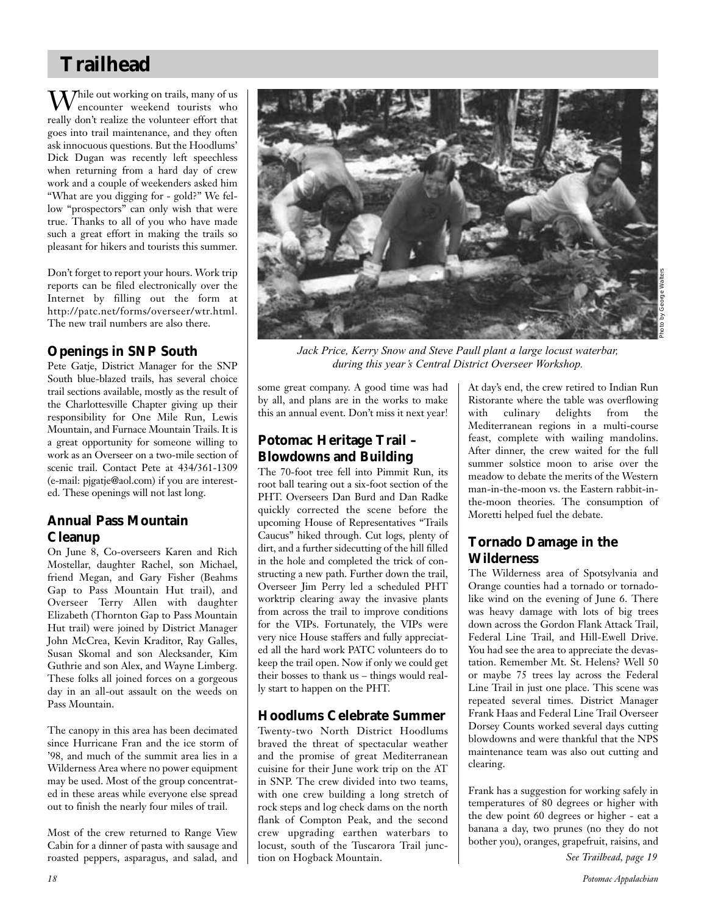# Trailhead

While out working on trails, many of us encounter weekend tourists who really don't realize the volunteer effort that goes into trail maintenance, and they often ask innocuous questions. But the Hoodlums' Dick Dugan was recently left speechless when returning from a hard day of crew work and a couple of weekenders asked him "What are you digging for - gold?" We fellow "prospectors" can only wish that were true. Thanks to all of you who have made such a great effort in making the trails so pleasant for hikers and tourists this summer.

Don't forget to report your hours. Work trip reports can be filed electronically over the Internet by filling out the form at http://patc.net/forms/overseer/wtr.html. The new trail numbers are also there.

## Openings in SNP South

Pete Gatje, District Manager for the SNP South blue-blazed trails, has several choice trail sections available, mostly as the result of the Charlottesville Chapter giving up their responsibility for One Mile Run, Lewis Mountain, and Furnace Mountain Trails. It is a great opportunity for someone willing to work as an Overseer on a two-mile section of scenic trail. Contact Pete at 434/361-1309 (e-mail: pjgatje@aol.com) if you are interested. These openings will not last long.

## Annual Pass Mountain Cleanup

On June 8, Co-overseers Karen and Rich Mostellar, daughter Rachel, son Michael, friend Megan, and Gary Fisher (Beahms Gap to Pass Mountain Hut trail), and Overseer Terry Allen with daughter Elizabeth (Thornton Gap to Pass Mountain Hut trail) were joined by District Manager John McCrea, Kevin Kraditor, Ray Galles, Susan Skomal and son Alecksander, Kim Guthrie and son Alex, and Wayne Limberg. These folks all joined forces on a gorgeous day in an all-out assault on the weeds on Pass Mountain.

The canopy in this area has been decimated since Hurricane Fran and the ice storm of '98, and much of the summit area lies in a Wilderness Area where no power equipment may be used. Most of the group concentrated in these areas while everyone else spread out to finish the nearly four miles of trail.

Most of the crew returned to Range View Cabin for a dinner of pasta with sausage and roasted peppers, asparagus, and salad, and some great company. A good time was had by all, and plans are in the works to make this an annual event. Don't miss it next year!

*Jack Price, Kerry Snow and Steve Paull plant a large locust waterbar, during this year's Central District Overseer Workshop.*

Photo by George Walters

## Potomac Heritage Trail – Blowdowns and Building

The 70-foot tree fell into Pimmit Run, its root ball tearing out a six-foot section of the PHT. Overseers Dan Burd and Dan Radke quickly corrected the scene before the upcoming House of Representatives "Trails Caucus" hiked through. Cut logs, plenty of dirt, and a further sidecutting of the hill filled in the hole and completed the trick of constructing a new path. Further down the trail, Overseer Jim Perry led a scheduled PHT worktrip clearing away the invasive plants from across the trail to improve conditions for the VIPs. Fortunately, the VIPs were very nice House staffers and fully appreciated all the hard work PATC volunteers do to keep the trail open. Now if only we could get their bosses to thank us – things would really start to happen on the PHT.

## Hoodlums Celebrate Summer

Twenty-two North District Hoodlums braved the threat of spectacular weather and the promise of great Mediterranean cuisine for their June work trip on the AT in SNP. The crew divided into two teams, with one crew building a long stretch of rock steps and log check dams on the north flank of Compton Peak, and the second crew upgrading earthen waterbars to locust, south of the Tuscarora Trail junction on Hogback Mountain.

At day's end, the crew retired to Indian Run Ristorante where the table was overflowing with culinary delights from the Mediterranean regions in a multi-course feast, complete with wailing mandolins. After dinner, the crew waited for the full summer solstice moon to arise over the meadow to debate the merits of the Western man-in-the-moon vs. the Eastern rabbit-in-the-moon theories. The consumption of Moretti helped fuel the debate.

## Tornado Damage in the Wilderness

The Wilderness area of Spotsylvania and Orange counties had a tornado or tornado-like wind on the evening of June 6. There was heavy damage with lots of big trees down across the Gordon Flank Attack Trail, Federal Line Trail, and Hill-Ewell Drive. You had see the area to appreciate the devastation. Remember Mt. St. Helens? Well 50 or maybe 75 trees lay across the Federal Line Trail in just one place. This scene was repeated several times. District Manager Frank Haas and Federal Line Trail Overseer Dorsey Counts worked several days cutting blowdowns and were thankful that the NPS maintenance team was also out cutting and clearing.

Frank has a suggestion for working safely in temperatures of 80 degrees or higher with the dew point 60 degrees or higher - eat a banana a day, two prunes (no they do not bother you), oranges, grapefruit, raisins, and

*See Trailhead, page 19*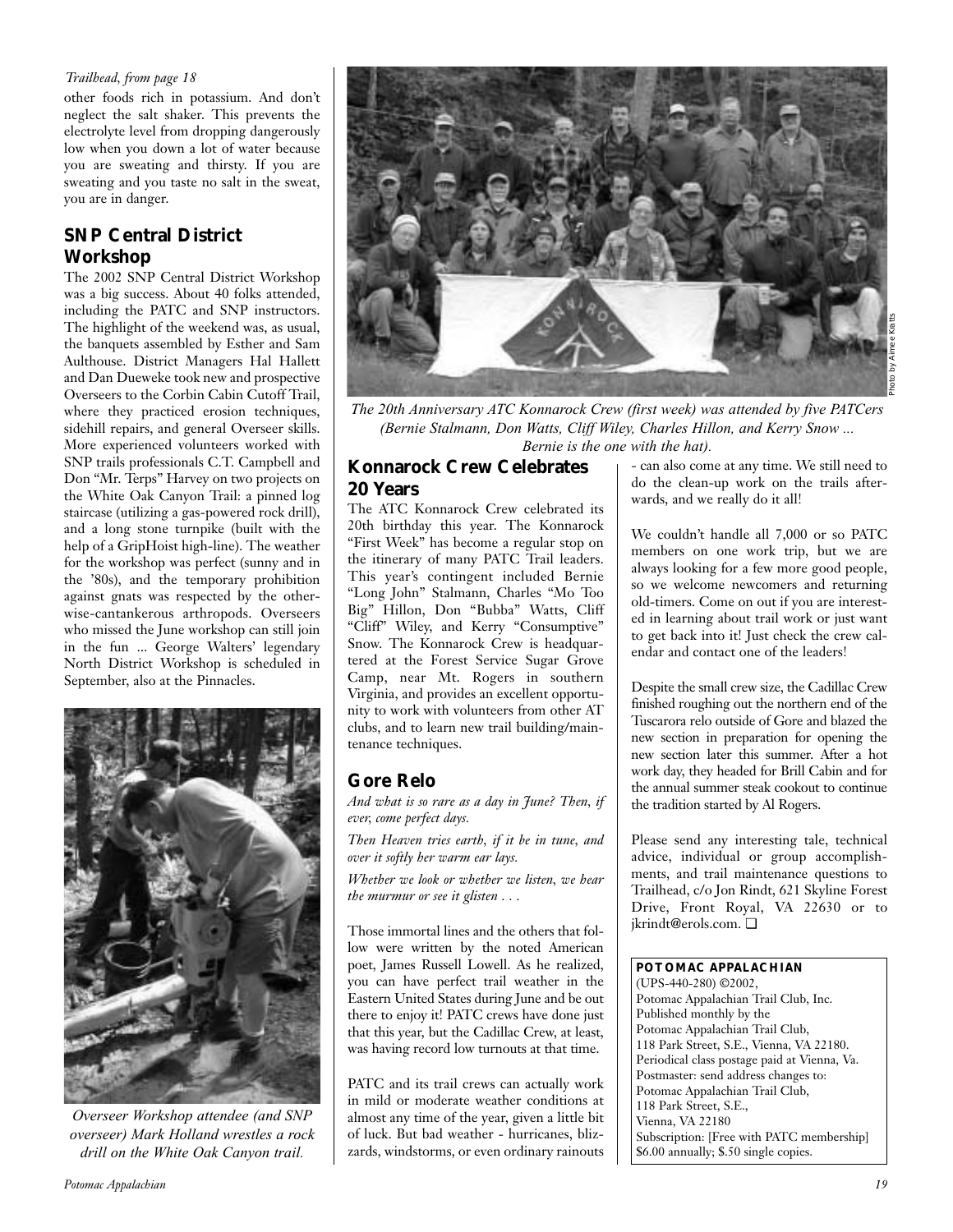*Trailhead, from page 18*

other foods rich in potassium. And don't neglect the salt shaker. This prevents the electrolyte level from dropping dangerously low when you down a lot of water because you are sweating and thirsty. If you are sweating and you taste no salt in the sweat, you are in danger.

## SNP Central District Workshop

The 2002 SNP Central District Workshop was a big success. About 40 folks attended, including the PATC and SNP instructors. The highlight of the weekend was, as usual, the banquets assembled by Esther and Sam Aulthouse. District Managers Hal Hallett and Dan Dueweke took new and prospective Overseers to the Corbin Cabin Cutoff Trail, where they practiced erosion techniques, sidehill repairs, and general Overseer skills. More experienced volunteers worked with SNP trails professionals C.T. Campbell and Don "Mr. Terps" Harvey on two projects on the White Oak Canyon Trail: a pinned log staircase (utilizing a gas-powered rock drill), and a long stone turnpike (built with the help of a GripHoist high-line). The weather for the workshop was perfect (sunny and in the '80s), and the temporary prohibition against gnats was respected by the otherwise-cantankerous arthropods. Overseers who missed the June workshop can still join in the fun ... George Walters' legendary North District Workshop is scheduled in September, also at the Pinnacles.

*Overseer Workshop attendee (and SNP overseer) Mark Holland wrestles a rock drill on the White Oak Canyon trail.*

Photo by Aimee Klatts

*The 20th Anniversary ATC Konnarock Crew (first week) was attended by five PATCers (Bernie Stalmann, Don Watts, Cliff Wiley, Charles Hillon, and Kerry Snow ... Bernie is the one with the hat).*

## Konnarock Crew Celebrates 20 Years

The ATC Konnarock Crew celebrated its 20th birthday this year. The Konnarock "First Week" has become a regular stop on the itinerary of many PATC Trail leaders. This year's contingent included Bernie "Long John" Stalmann, Charles "Mo Too Big" Hillon, Don "Bubba" Watts, Cliff "Cliff" Wiley, and Kerry "Consumptive" Snow. The Konnarock Crew is headquartered at the Forest Service Sugar Grove Camp, near Mt. Rogers in southern Virginia, and provides an excellent opportunity to work with volunteers from other AT clubs, and to learn new trail building/maintenance techniques.

## Gore Relo

*And what is so rare as a day in June? Then, if ever, come perfect days.*

*Then Heaven tries earth, if it be in tune, and over it softly her warm ear lays.*

*Whether we look or whether we listen, we hear the murmur or see it glisten . . .*

Those immortal lines and the others that follow were written by the noted American poet, James Russell Lowell. As he realized, you can have perfect trail weather in the Eastern United States during June and be out there to enjoy it! PATC crews have done just that this year, but the Cadillac Crew, at least, was having record low turnouts at that time.

PATC and its trail crews can actually work in mild or moderate weather conditions at almost any time of the year, given a little bit of luck. But bad weather - hurricanes, blizzards, windstorms, or even ordinary rainouts - can also come at any time. We still need to do the clean-up work on the trails afterwards, and we really do it all!

We couldn't handle all 7,000 or so PATC members on one work trip, but we are always looking for a few more good people, so we welcome newcomers and returning old-timers. Come on out if you are interested in learning about trail work or just want to get back into it! Just check the crew calendar and contact one of the leaders!

Despite the small crew size, the Cadillac Crew finished roughing out the northern end of the Tuscarora relo outside of Gore and blazed the new section in preparation for opening the new section later this summer. After a hot work day, they headed for Brill Cabin and for the annual summer steak cookout to continue the tradition started by Al Rogers.

Please send any interesting tale, technical advice, individual or group accomplishments, and trail maintenance questions to Trailhead, c/o Jon Rindt, 621 Skyline Forest Drive, Front Royal, VA 22630 or to jkrindt@erols.com. ❑

**POTOMAC APPALACHIAN**
(UPS-440-280) ©2002,
Potomac Appalachian Trail Club, Inc.
Published monthly by the
Potomac Appalachian Trail Club,
118 Park Street, S.E., Vienna, VA 22180.
Periodical class postage paid at Vienna, Va.
Postmaster: send address changes to:
Potomac Appalachian Trail Club,
118 Park Street, S.E.,
Vienna, VA 22180
Subscription: [Free with PATC membership]
\$6.00 annually; \$.50 single copies.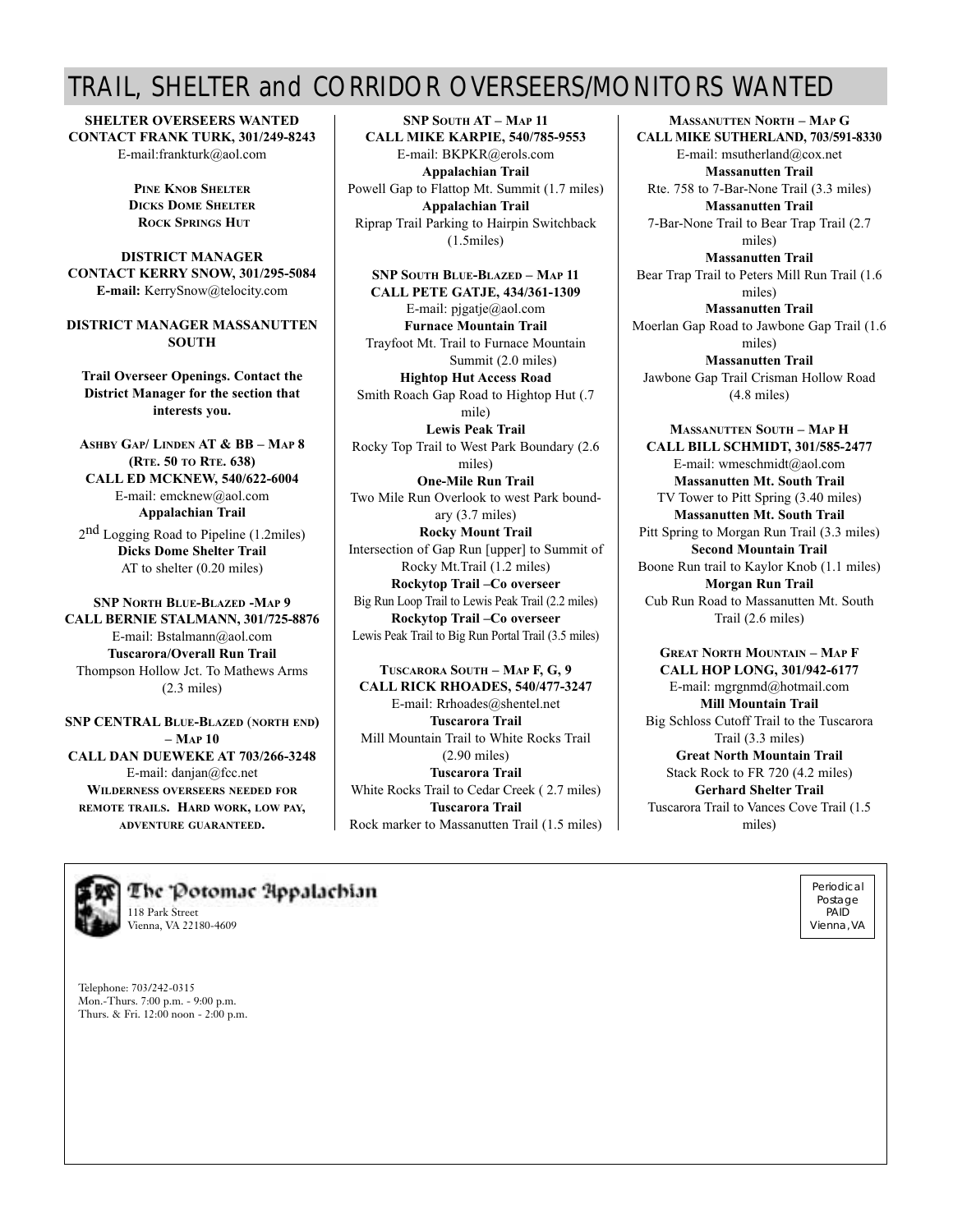# TRAIL, SHELTER and CORRIDOR OVERSEERS/MONITORS WANTED

**SHELTER OVERSEERS WANTED**
**CONTACT FRANK TURK, 301/249-8243**
E-mail:frankturk@aol.com

**PINE KNOB SHELTER**
**DICKS DOME SHELTER**
**ROCK SPRINGS HUT**

**DISTRICT MANAGER**
**CONTACT KERRY SNOW, 301/295-5084**
**E-mail:** KerrySnow@telocity.com

**DISTRICT MANAGER MASSANUTTEN SOUTH**

**Trail Overseer Openings. Contact the District Manager for the section that interests you.**

**ASHBY GAP/ LINDEN AT & BB – MAP 8 (RTE. 50 TO RTE. 638)**
**CALL ED MCKNEW, 540/622-6004**
E-mail: emcknew@aol.com
**Appalachian Trail**
2nd Logging Road to Pipeline (1.2miles)
**Dicks Dome Shelter Trail**
AT to shelter (0.20 miles)

**SNP NORTH BLUE-BLAZED -MAP 9**
**CALL BERNIE STALMANN, 301/725-8876**
E-mail: Bstalmann@aol.com
**Tuscarora/Overall Run Trail**
Thompson Hollow Jct. To Mathews Arms (2.3 miles)

**SNP CENTRAL BLUE-BLAZED (NORTH END) – MAP 10**
**CALL DAN DUEWEKE AT 703/266-3248**
E-mail: danjan@fcc.net
**WILDERNESS OVERSEERS NEEDED FOR REMOTE TRAILS. HARD WORK, LOW PAY, ADVENTURE GUARANTEED.**

**SNP SOUTH AT – MAP 11**
**CALL MIKE KARPIE, 540/785-9553**
E-mail: BKPKR@erols.com
**Appalachian Trail**
Powell Gap to Flattop Mt. Summit (1.7 miles)
**Appalachian Trail**
Riprap Trail Parking to Hairpin Switchback (1.5miles)

**SNP SOUTH BLUE-BLAZED – MAP 11**
**CALL PETE GATJE, 434/361-1309**
E-mail: pjgatje@aol.com
**Furnace Mountain Trail**
Trayfoot Mt. Trail to Furnace Mountain Summit (2.0 miles)
**Hightop Hut Access Road**
Smith Roach Gap Road to Hightop Hut (.7 mile)
**Lewis Peak Trail**
Rocky Top Trail to West Park Boundary (2.6 miles)
**One-Mile Run Trail**
Two Mile Run Overlook to west Park boundary (3.7 miles)
**Rocky Mount Trail**
Intersection of Gap Run [upper] to Summit of Rocky Mt.Trail (1.2 miles)
**Rockytop Trail –Co overseer**
Big Run Loop Trail to Lewis Peak Trail (2.2 miles)
**Rockytop Trail –Co overseer**
Lewis Peak Trail to Big Run Portal Trail (3.5 miles)

**TUSCARORA SOUTH – MAP F, G, 9**
**CALL RICK RHOADES, 540/477-3247**
E-mail: Rrhoades@shentel.net
**Tuscarora Trail**
Mill Mountain Trail to White Rocks Trail (2.90 miles)
**Tuscarora Trail**
White Rocks Trail to Cedar Creek ( 2.7 miles)
**Tuscarora Trail**
Rock marker to Massanutten Trail (1.5 miles)

**MASSANUTTEN NORTH – MAP G**
**CALL MIKE SUTHERLAND, 703/591-8330**
E-mail: msutherland@cox.net
**Massanutten Trail**
Rte. 758 to 7-Bar-None Trail (3.3 miles)
**Massanutten Trail**
7-Bar-None Trail to Bear Trap Trail (2.7 miles)
**Massanutten Trail**
Bear Trap Trail to Peters Mill Run Trail (1.6 miles)
**Massanutten Trail**
Moerlan Gap Road to Jawbone Gap Trail (1.6 miles)
**Massanutten Trail**
Jawbone Gap Trail Crisman Hollow Road (4.8 miles)

**MASSANUTTEN SOUTH – MAP H**
**CALL BILL SCHMIDT, 301/585-2477**
E-mail: wmeschmidt@aol.com
**Massanutten Mt. South Trail**
TV Tower to Pitt Spring (3.40 miles)
**Massanutten Mt. South Trail**
Pitt Spring to Morgan Run Trail (3.3 miles)
**Second Mountain Trail**
Boone Run trail to Kaylor Knob (1.1 miles)
**Morgan Run Trail**
Cub Run Road to Massanutten Mt. South Trail (2.6 miles)

**GREAT NORTH MOUNTAIN – MAP F**
**CALL HOP LONG, 301/942-6177**
E-mail: mgrgnmd@hotmail.com
**Mill Mountain Trail**
Big Schloss Cutoff Trail to the Tuscarora Trail (3.3 miles)
**Great North Mountain Trail**
Stack Rock to FR 720 (4.2 miles)
**Gerhard Shelter Trail**
Tuscarora Trail to Vances Cove Trail (1.5 miles)

---

The Potomac Appalachian
118 Park Street
Vienna, VA 22180-4609

Periodical Postage PAID Vienna, VA

Telephone: 703/242-0315
Mon.-Thurs. 7:00 p.m. - 9:00 p.m.
Thurs. & Fri. 12:00 noon - 2:00 p.m.